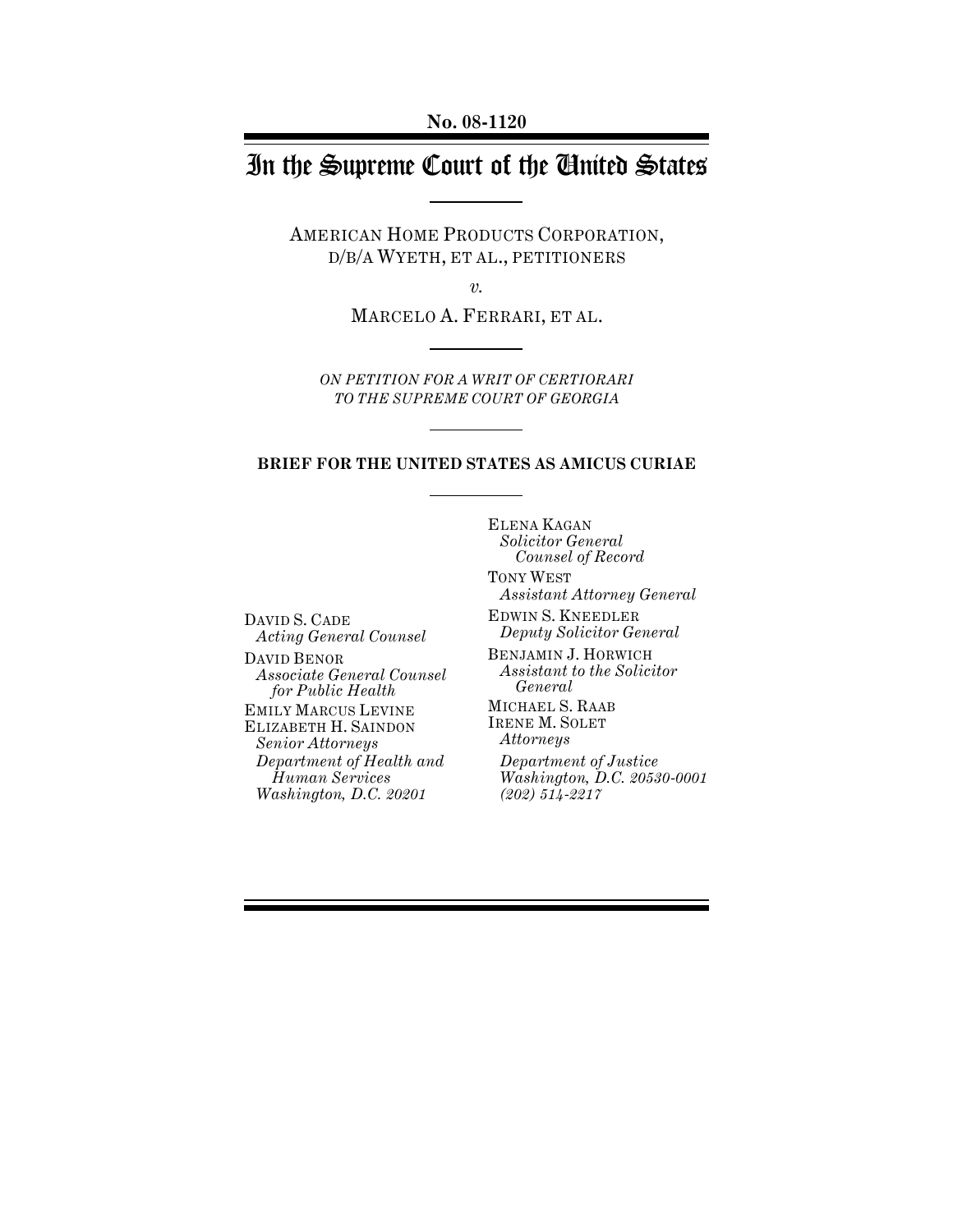No. 08-1120

# In the Supreme Court of the United States

AMERICAN HOME PRODUCTS CORPORATION, D/B/A WYETH, ET AL., PETITIONERS

*v.*

MARCELO A. FERRARI, ET AL.

*ON PETITION FOR A WRIT OF CERTIORARI TO THE SUPREME COURT OF GEORGIA*

**BRIEF FOR THE UNITED STATES AS AMICUS CURIAE**

ELENA KAGAN
*Solicitor General*
*Counsel of Record*

TONY WEST
*Assistant Attorney General*

EDWIN S. KNEEDLER
*Deputy Solicitor General*

BENJAMIN J. HORWICH
*Assistant to the Solicitor General*

MICHAEL S. RAAB
IRENE M. SOLET
*Attorneys*

*Department of Justice*
*Washington, D.C. 20530-0001*
*(202) 514-2217*

DAVID S. CADE
*Acting General Counsel*

DAVID BENOR
*Associate General Counsel for Public Health*

EMILY MARCUS LEVINE
ELIZABETH H. SAINDON
*Senior Attorneys*

*Department of Health and Human Services*
*Washington, D.C. 20201*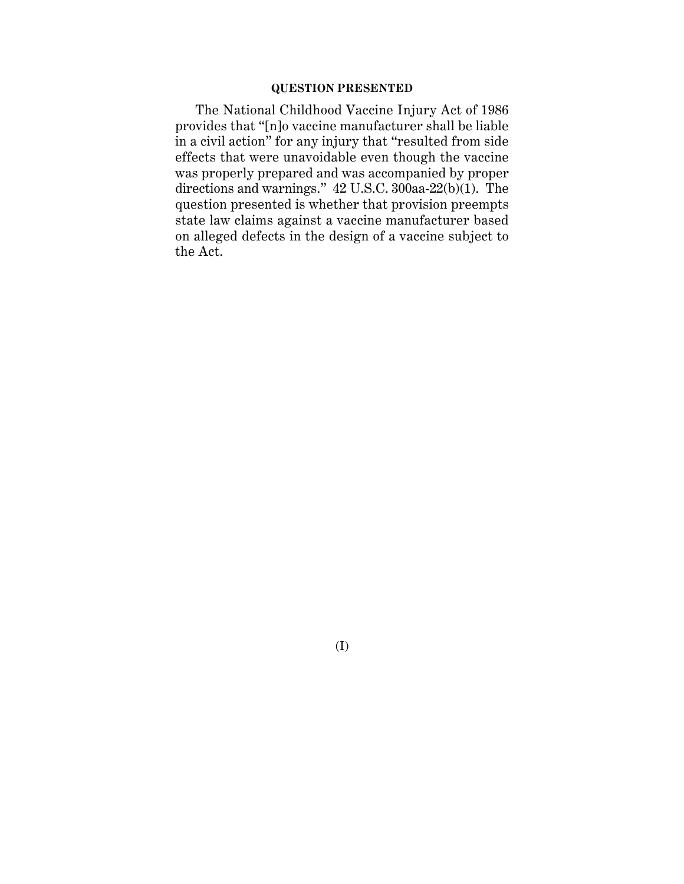## QUESTION PRESENTED

The National Childhood Vaccine Injury Act of 1986 provides that "[n]o vaccine manufacturer shall be liable in a civil action" for any injury that "resulted from side effects that were unavoidable even though the vaccine was properly prepared and was accompanied by proper directions and warnings." 42 U.S.C. 300aa-22(b)(1). The question presented is whether that provision preempts state law claims against a vaccine manufacturer based on alleged defects in the design of a vaccine subject to the Act.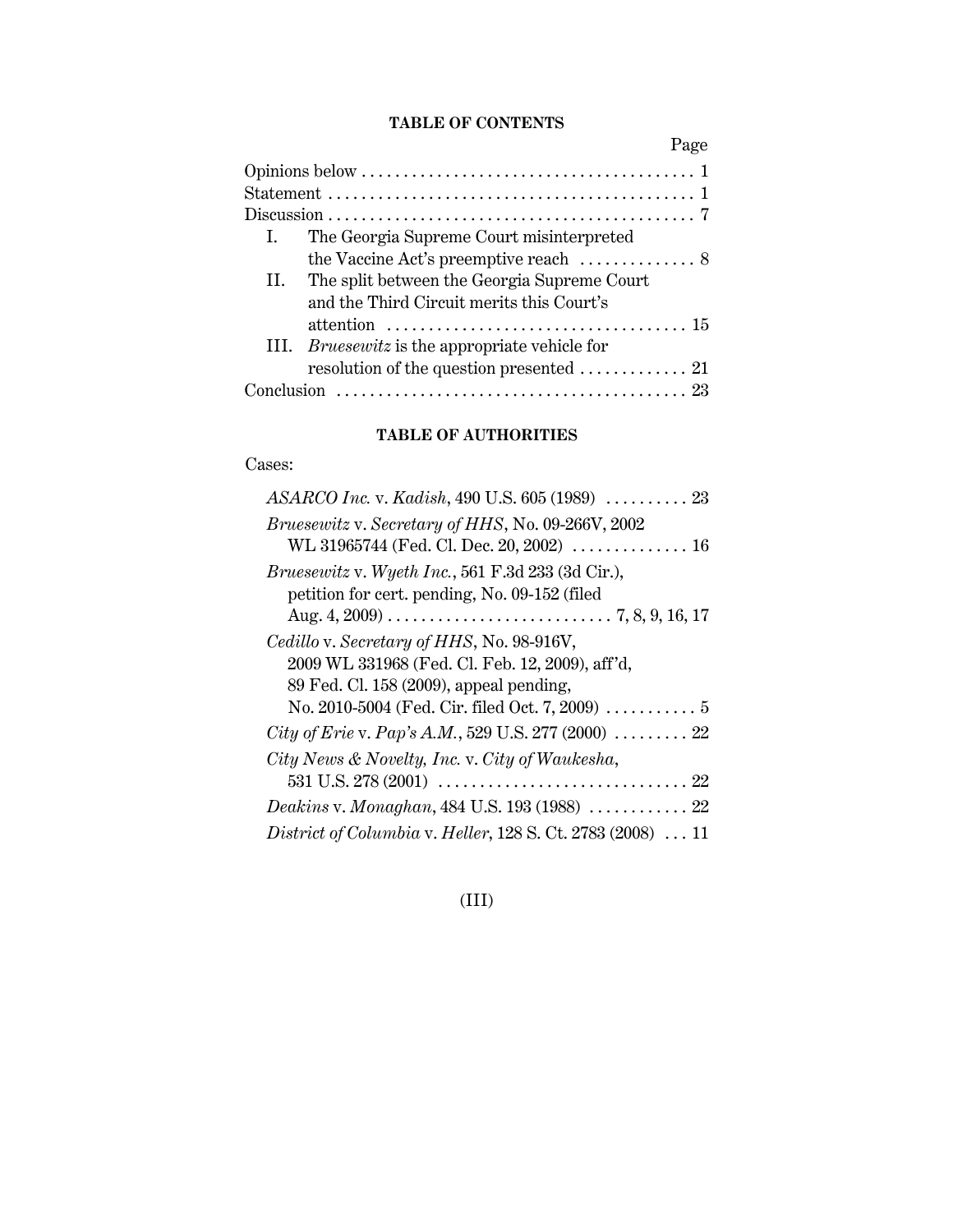**TABLE OF CONTENTS**

| | Page |
|---|---|
| Opinions below | 1 |
| Statement | 1 |
| Discussion | 7 |
| I. The Georgia Supreme Court misinterpreted the Vaccine Act's preemptive reach | 8 |
| II. The split between the Georgia Supreme Court and the Third Circuit merits this Court's attention | 15 |
| III. *Bruesewitz* is the appropriate vehicle for resolution of the question presented | 21 |
| Conclusion | 23 |

**TABLE OF AUTHORITIES**

Cases:

| | Page |
|---|---|
| *ASARCO Inc.* v. *Kadish*, 490 U.S. 605 (1989) | 23 |
| *Bruesewitz* v. *Secretary of HHS*, No. 09-266V, 2002 WL 31965744 (Fed. Cl. Dec. 20, 2002) | 16 |
| *Bruesewitz* v. *Wyeth Inc.*, 561 F.3d 233 (3d Cir.), petition for cert. pending, No. 09-152 (filed Aug. 4, 2009) | 7, 8, 9, 16, 17 |
| *Cedillo* v. *Secretary of HHS*, No. 98-916V, 2009 WL 331968 (Fed. Cl. Feb. 12, 2009), aff'd, 89 Fed. Cl. 158 (2009), appeal pending, No. 2010-5004 (Fed. Cir. filed Oct. 7, 2009) | 5 |
| *City of Erie* v. *Pap's A.M.*, 529 U.S. 277 (2000) | 22 |
| *City News & Novelty, Inc.* v. *City of Waukesha*, 531 U.S. 278 (2001) | 22 |
| *Deakins* v. *Monaghan*, 484 U.S. 193 (1988) | 22 |
| *District of Columbia* v. *Heller*, 128 S. Ct. 2783 (2008) | 11 |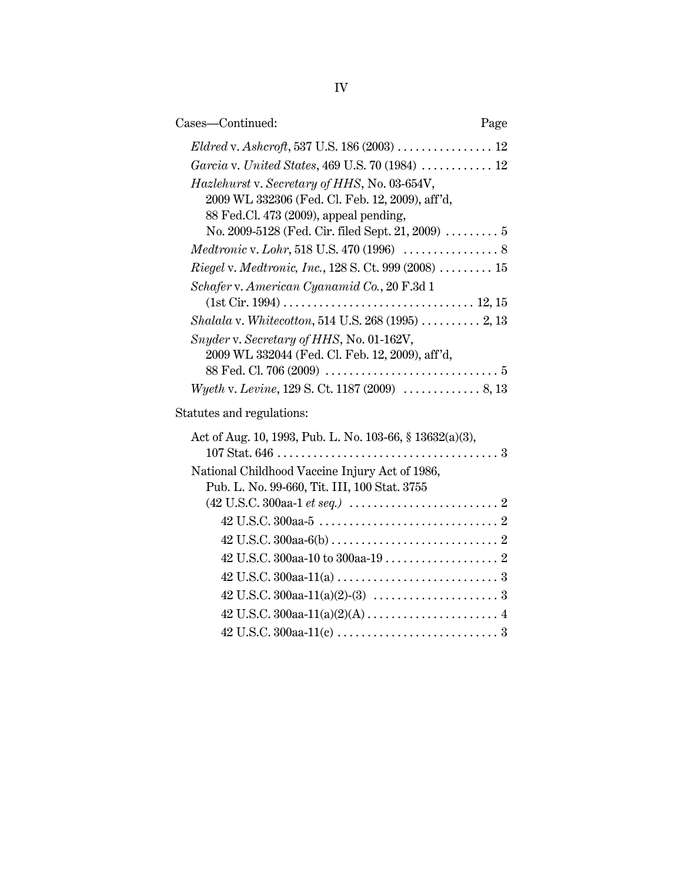Cases—Continued: Page

*Eldred* v. *Ashcroft*, 537 U.S. 186 (2003) . . . . . . . . . . . . . . . . 12

*Garcia* v. *United States*, 469 U.S. 70 (1984) . . . . . . . . . . . . 12

*Hazlehurst* v. *Secretary of HHS*, No. 03-654V, 2009 WL 332306 (Fed. Cl. Feb. 12, 2009), aff'd, 88 Fed.Cl. 473 (2009), appeal pending, No. 2009-5128 (Fed. Cir. filed Sept. 21, 2009) . . . . . . . . . 5

*Medtronic* v. *Lohr*, 518 U.S. 470 (1996) . . . . . . . . . . . . . . . . 8

*Riegel* v. *Medtronic, Inc.*, 128 S. Ct. 999 (2008) . . . . . . . . . 15

*Schafer* v. *American Cyanamid Co.*, 20 F.3d 1 (1st Cir. 1994) . . . . . . . . . . . . . . . . . . . . . . . . . . . . . . . . 12, 15

*Shalala* v. *Whitecotton*, 514 U.S. 268 (1995) . . . . . . . . . . 2, 13

*Snyder* v. *Secretary of HHS*, No. 01-162V, 2009 WL 332044 (Fed. Cl. Feb. 12, 2009), aff'd, 88 Fed. Cl. 706 (2009) . . . . . . . . . . . . . . . . . . . . . . . . . . . . . 5

*Wyeth* v. *Levine*, 129 S. Ct. 1187 (2009) . . . . . . . . . . . . . 8, 13

Statutes and regulations:

Act of Aug. 10, 1993, Pub. L. No. 103-66, § 13632(a)(3), 107 Stat. 646 . . . . . . . . . . . . . . . . . . . . . . . . . . . . . . . . . . . . . 3

National Childhood Vaccine Injury Act of 1986, Pub. L. No. 99-660, Tit. III, 100 Stat. 3755 (42 U.S.C. 300aa-1 *et seq.)* . . . . . . . . . . . . . . . . . . . . . . . . . 2

- 42 U.S.C. 300aa-5 . . . . . . . . . . . . . . . . . . . . . . . . . . . . . . 2
- 42 U.S.C. 300aa-6(b) . . . . . . . . . . . . . . . . . . . . . . . . . . . . 2
- 42 U.S.C. 300aa-10 to 300aa-19 . . . . . . . . . . . . . . . . . . . 2
- 42 U.S.C. 300aa-11(a) . . . . . . . . . . . . . . . . . . . . . . . . . . . 3
- 42 U.S.C. 300aa-11(a)(2)-(3) . . . . . . . . . . . . . . . . . . . . . 3
- 42 U.S.C. 300aa-11(a)(2)(A) . . . . . . . . . . . . . . . . . . . . . . 4
- 42 U.S.C. 300aa-11(c) . . . . . . . . . . . . . . . . . . . . . . . . . . . 3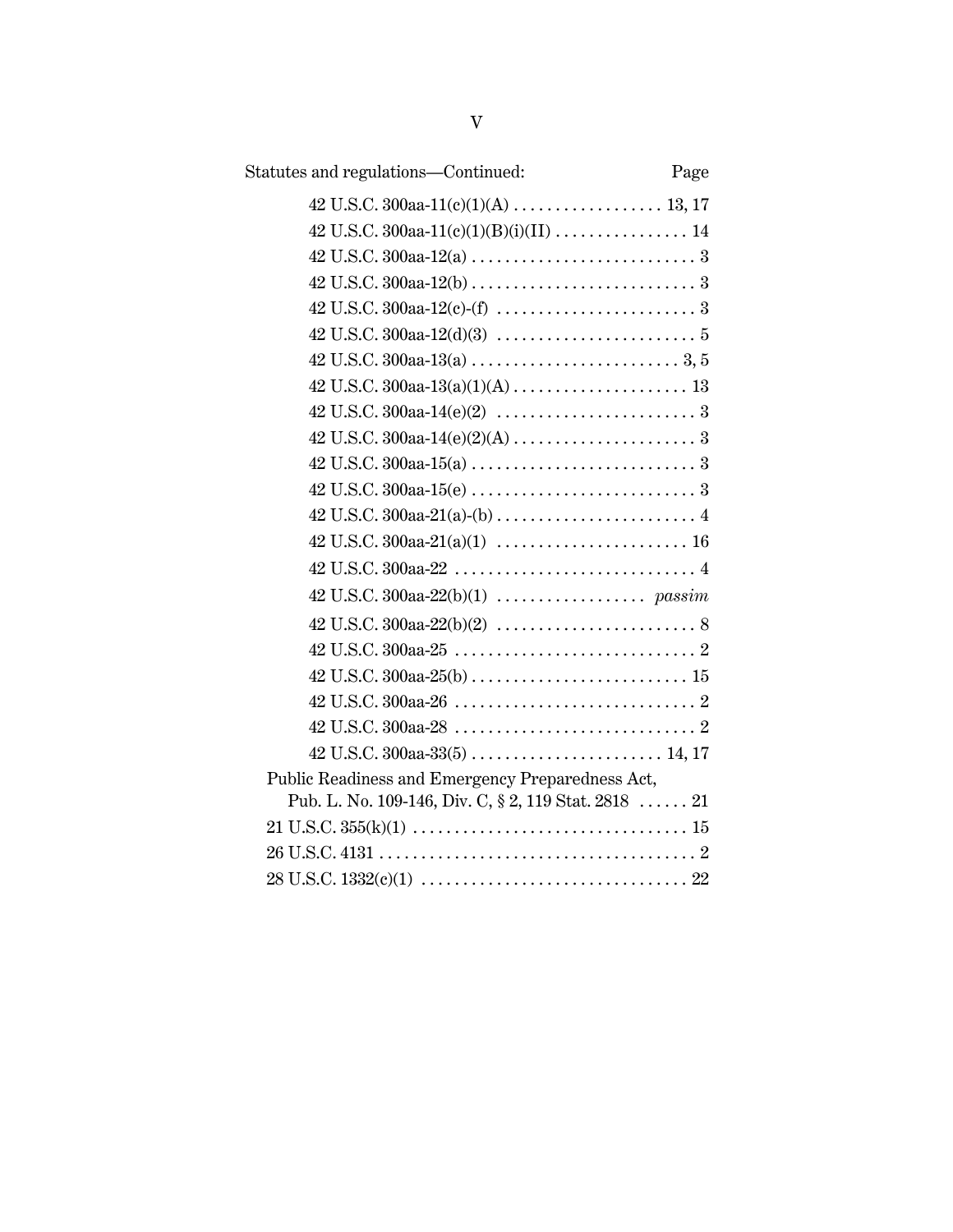Statutes and regulations—Continued: Page

42 U.S.C. 300aa-11(c)(1)(A) . . . . . . . . . . . . . . . . . . 13, 17

42 U.S.C. 300aa-11(c)(1)(B)(i)(II) . . . . . . . . . . . . . . . . 14

42 U.S.C. 300aa-12(a) . . . . . . . . . . . . . . . . . . . . . . . . . . . 3

42 U.S.C. 300aa-12(b) . . . . . . . . . . . . . . . . . . . . . . . . . . . 3

42 U.S.C. 300aa-12(c)-(f) . . . . . . . . . . . . . . . . . . . . . . . . 3

42 U.S.C. 300aa-12(d)(3) . . . . . . . . . . . . . . . . . . . . . . . . 5

42 U.S.C. 300aa-13(a) . . . . . . . . . . . . . . . . . . . . . . . . . 3, 5

42 U.S.C. 300aa-13(a)(1)(A) . . . . . . . . . . . . . . . . . . . . . 13

42 U.S.C. 300aa-14(e)(2) . . . . . . . . . . . . . . . . . . . . . . . . 3

42 U.S.C. 300aa-14(e)(2)(A) . . . . . . . . . . . . . . . . . . . . . . 3

42 U.S.C. 300aa-15(a) . . . . . . . . . . . . . . . . . . . . . . . . . . . 3

42 U.S.C. 300aa-15(e) . . . . . . . . . . . . . . . . . . . . . . . . . . . 3

42 U.S.C. 300aa-21(a)-(b) . . . . . . . . . . . . . . . . . . . . . . . . 4

42 U.S.C. 300aa-21(a)(1) . . . . . . . . . . . . . . . . . . . . . . . 16

42 U.S.C. 300aa-22 . . . . . . . . . . . . . . . . . . . . . . . . . . . . . 4

42 U.S.C. 300aa-22(b)(1) . . . . . . . . . . . . . . . . . . *passim*

42 U.S.C. 300aa-22(b)(2) . . . . . . . . . . . . . . . . . . . . . . . . 8

42 U.S.C. 300aa-25 . . . . . . . . . . . . . . . . . . . . . . . . . . . . . 2

42 U.S.C. 300aa-25(b) . . . . . . . . . . . . . . . . . . . . . . . . . . 15

42 U.S.C. 300aa-26 . . . . . . . . . . . . . . . . . . . . . . . . . . . . . 2

42 U.S.C. 300aa-28 . . . . . . . . . . . . . . . . . . . . . . . . . . . . . 2

42 U.S.C. 300aa-33(5) . . . . . . . . . . . . . . . . . . . . . . . 14, 17

Public Readiness and Emergency Preparedness Act, Pub. L. No. 109-146, Div. C, § 2, 119 Stat. 2818 . . . . . . 21

21 U.S.C. 355(k)(1) . . . . . . . . . . . . . . . . . . . . . . . . . . . . . . . . 15

26 U.S.C. 4131 . . . . . . . . . . . . . . . . . . . . . . . . . . . . . . . . . . . . . 2

28 U.S.C. 1332(c)(1) . . . . . . . . . . . . . . . . . . . . . . . . . . . . . . . 22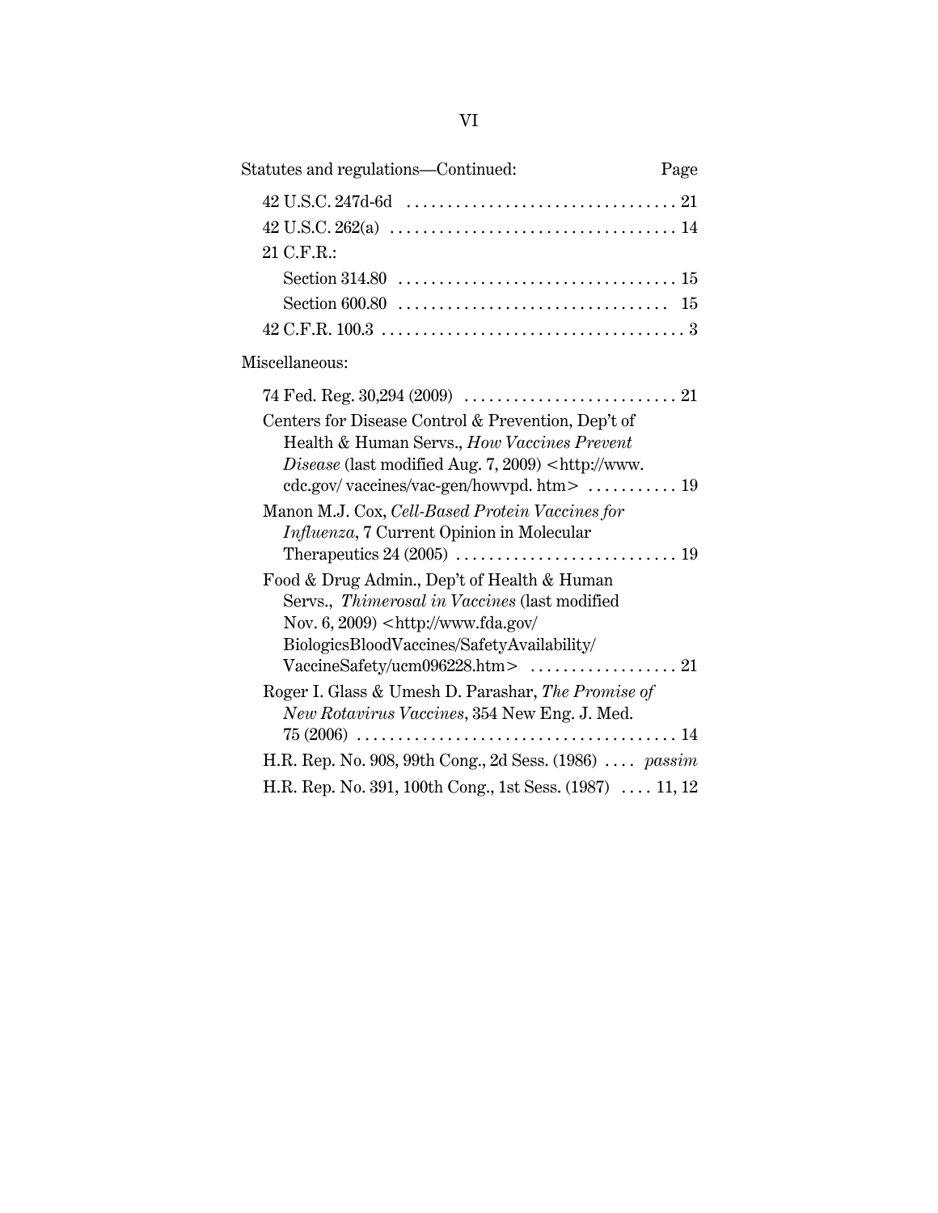Statutes and regulations—Continued: Page

42 U.S.C. 247d-6d . . . . . . . . . . . . . . . . . . . . . . . . . . . . . . . . 21

42 U.S.C. 262(a) . . . . . . . . . . . . . . . . . . . . . . . . . . . . . . . . . . 14

21 C.F.R.:

Section 314.80 . . . . . . . . . . . . . . . . . . . . . . . . . . . . . . . . . 15

Section 600.80 . . . . . . . . . . . . . . . . . . . . . . . . . . . . . . . . 15

42 C.F.R. 100.3 . . . . . . . . . . . . . . . . . . . . . . . . . . . . . . . . . . . . 3

Miscellaneous:

74 Fed. Reg. 30,294 (2009) . . . . . . . . . . . . . . . . . . . . . . . . . 21

Centers for Disease Control & Prevention, Dep't of Health & Human Servs., *How Vaccines Prevent Disease* (last modified Aug. 7, 2009) <http://www.cdc.gov/ vaccines/vac-gen/howvpd. htm> . . . . . . . . . . . 19

Manon M.J. Cox, *Cell-Based Protein Vaccines for Influenza*, 7 Current Opinion in Molecular Therapeutics 24 (2005) . . . . . . . . . . . . . . . . . . . . . . . . . . 19

Food & Drug Admin., Dep't of Health & Human Servs., *Thimerosal in Vaccines* (last modified Nov. 6, 2009) <http://www.fda.gov/BiologicsBloodVaccines/SafetyAvailability/VaccineSafety/ucm096228.htm> . . . . . . . . . . . . . . . . . . 21

Roger I. Glass & Umesh D. Parashar, *The Promise of New Rotavirus Vaccines*, 354 New Eng. J. Med. 75 (2006) . . . . . . . . . . . . . . . . . . . . . . . . . . . . . . . . . . . . . . 14

H.R. Rep. No. 908, 99th Cong., 2d Sess. (1986) . . . . *passim*

H.R. Rep. No. 391, 100th Cong., 1st Sess. (1987) . . . . 11, 12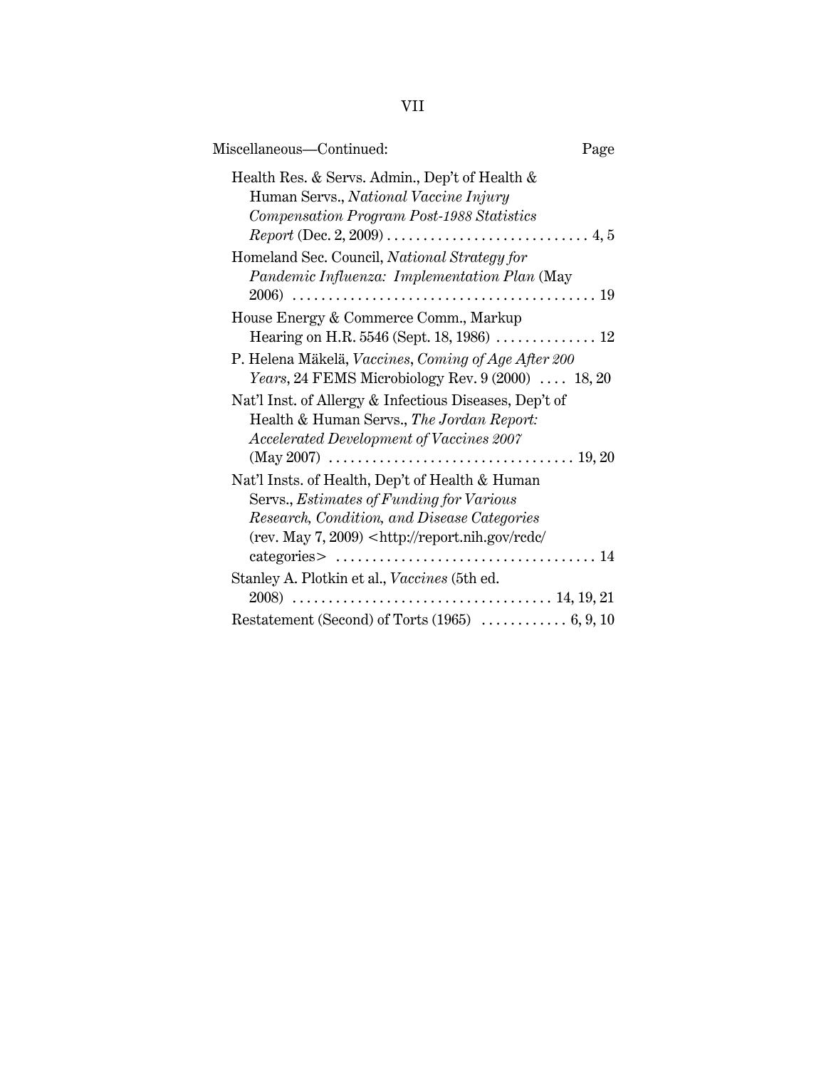Miscellaneous—Continued: Page

Health Res. & Servs. Admin., Dep't of Health & Human Servs., *National Vaccine Injury Compensation Program Post-1988 Statistics Report* (Dec. 2, 2009) . . . . . . . . . . . . . . . . . . . . . . . . . . . . 4, 5

Homeland Sec. Council, *National Strategy for Pandemic Influenza: Implementation Plan* (May 2006) . . . . . . . . . . . . . . . . . . . . . . . . . . . . . . . . . . . . . . . . . 19

House Energy & Commerce Comm., Markup Hearing on H.R. 5546 (Sept. 18, 1986) . . . . . . . . . . . . . . 12

P. Helena Mäkelä, *Vaccines*, *Coming of Age After 200 Years*, 24 FEMS Microbiology Rev. 9 (2000) . . . . 18, 20

Nat'l Inst. of Allergy & Infectious Diseases, Dep't of Health & Human Servs., *The Jordan Report: Accelerated Development of Vaccines 2007* (May 2007) . . . . . . . . . . . . . . . . . . . . . . . . . . . . . . . . . . 19, 20

Nat'l Insts. of Health, Dep't of Health & Human Servs., *Estimates of Funding for Various Research, Condition, and Disease Categories* (rev. May 7, 2009) <http://report.nih.gov/rcdc/categories> . . . . . . . . . . . . . . . . . . . . . . . . . . . . . . . . . . . . 14

Stanley A. Plotkin et al., *Vaccines* (5th ed. 2008) . . . . . . . . . . . . . . . . . . . . . . . . . . . . . . . . . . . . 14, 19, 21

Restatement (Second) of Torts (1965) . . . . . . . . . . . . 6, 9, 10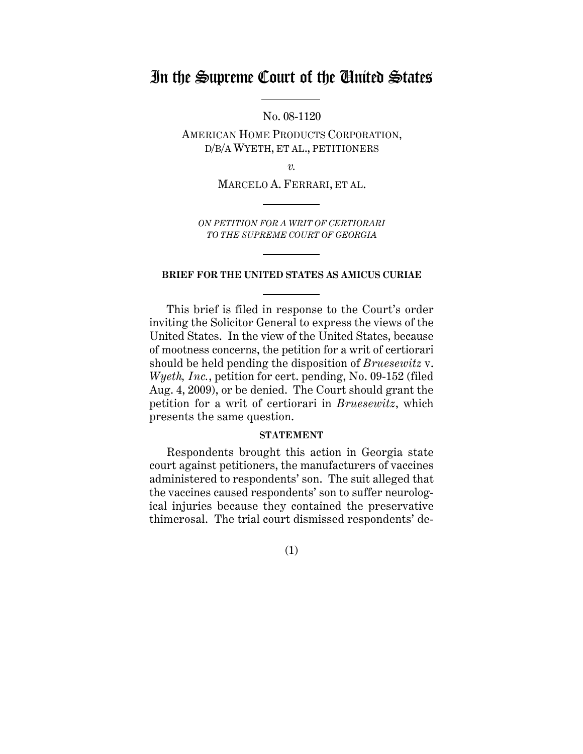# In the Supreme Court of the United States

No. 08-1120

AMERICAN HOME PRODUCTS CORPORATION, D/B/A WYETH, ET AL., PETITIONERS

*v.*

MARCELO A. FERRARI, ET AL.

*ON PETITION FOR A WRIT OF CERTIORARI TO THE SUPREME COURT OF GEORGIA*

**BRIEF FOR THE UNITED STATES AS AMICUS CURIAE**

This brief is filed in response to the Court's order inviting the Solicitor General to express the views of the United States. In the view of the United States, because of mootness concerns, the petition for a writ of certiorari should be held pending the disposition of *Bruesewitz* v. *Wyeth, Inc.*, petition for cert. pending, No. 09-152 (filed Aug. 4, 2009), or be denied. The Court should grant the petition for a writ of certiorari in *Bruesewitz*, which presents the same question.

**STATEMENT**

Respondents brought this action in Georgia state court against petitioners, the manufacturers of vaccines administered to respondents' son. The suit alleged that the vaccines caused respondents' son to suffer neurological injuries because they contained the preservative thimerosal. The trial court dismissed respondents' de-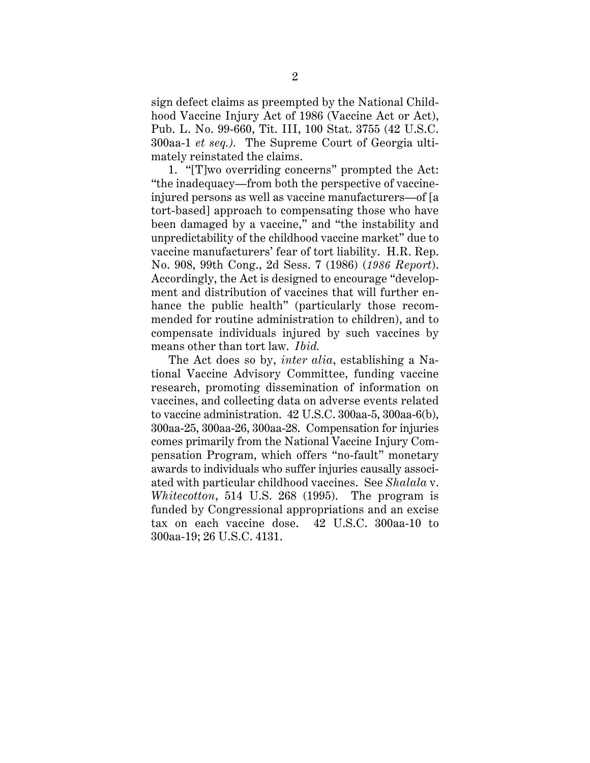sign defect claims as preempted by the National Childhood Vaccine Injury Act of 1986 (Vaccine Act or Act), Pub. L. No. 99-660, Tit. III, 100 Stat. 3755 (42 U.S.C. 300aa-1 *et seq.)*. The Supreme Court of Georgia ultimately reinstated the claims.

1. "[T]wo overriding concerns" prompted the Act: "the inadequacy—from both the perspective of vaccine-injured persons as well as vaccine manufacturers—of [a tort-based] approach to compensating those who have been damaged by a vaccine," and "the instability and unpredictability of the childhood vaccine market" due to vaccine manufacturers' fear of tort liability. H.R. Rep. No. 908, 99th Cong., 2d Sess. 7 (1986) (*1986 Report*). Accordingly, the Act is designed to encourage "development and distribution of vaccines that will further enhance the public health" (particularly those recommended for routine administration to children), and to compensate individuals injured by such vaccines by means other than tort law. *Ibid.*

The Act does so by, *inter alia*, establishing a National Vaccine Advisory Committee, funding vaccine research, promoting dissemination of information on vaccines, and collecting data on adverse events related to vaccine administration. 42 U.S.C. 300aa-5, 300aa-6(b), 300aa-25, 300aa-26, 300aa-28. Compensation for injuries comes primarily from the National Vaccine Injury Compensation Program, which offers "no-fault" monetary awards to individuals who suffer injuries causally associated with particular childhood vaccines. See *Shalala* v. *Whitecotton*, 514 U.S. 268 (1995). The program is funded by Congressional appropriations and an excise tax on each vaccine dose. 42 U.S.C. 300aa-10 to 300aa-19; 26 U.S.C. 4131.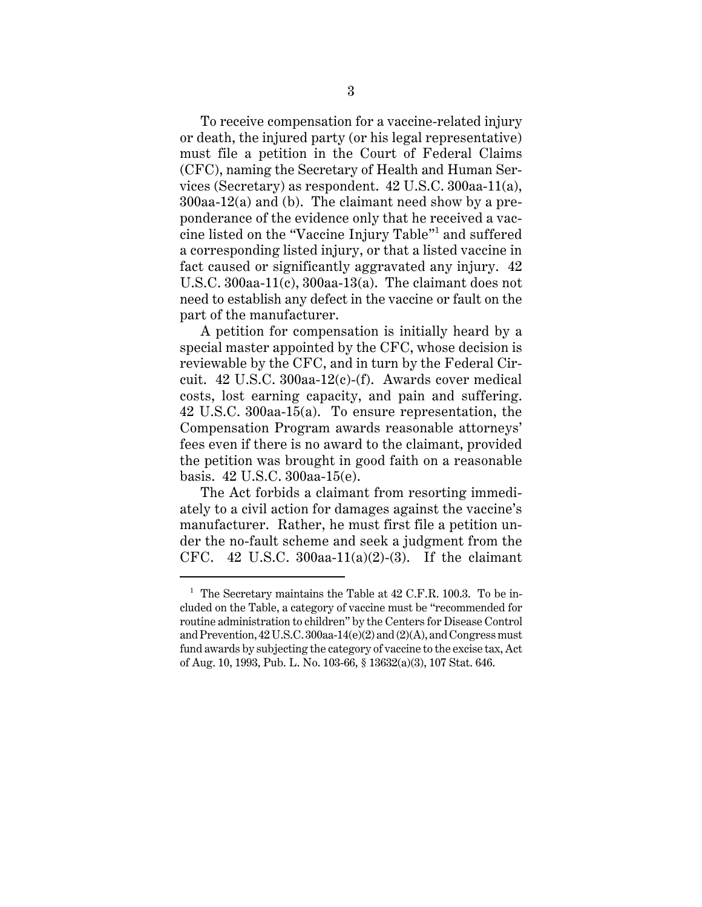To receive compensation for a vaccine-related injury or death, the injured party (or his legal representative) must file a petition in the Court of Federal Claims (CFC), naming the Secretary of Health and Human Services (Secretary) as respondent. 42 U.S.C. 300aa-11(a), 300aa-12(a) and (b). The claimant need show by a preponderance of the evidence only that he received a vaccine listed on the "Vaccine Injury Table"[1] and suffered a corresponding listed injury, or that a listed vaccine in fact caused or significantly aggravated any injury. 42 U.S.C. 300aa-11(c), 300aa-13(a). The claimant does not need to establish any defect in the vaccine or fault on the part of the manufacturer.

A petition for compensation is initially heard by a special master appointed by the CFC, whose decision is reviewable by the CFC, and in turn by the Federal Circuit. 42 U.S.C. 300aa-12(c)-(f). Awards cover medical costs, lost earning capacity, and pain and suffering. 42 U.S.C. 300aa-15(a). To ensure representation, the Compensation Program awards reasonable attorneys' fees even if there is no award to the claimant, provided the petition was brought in good faith on a reasonable basis. 42 U.S.C. 300aa-15(e).

The Act forbids a claimant from resorting immediately to a civil action for damages against the vaccine's manufacturer. Rather, he must first file a petition under the no-fault scheme and seek a judgment from the CFC. 42 U.S.C. 300aa-11(a)(2)-(3). If the claimant

---

[1] The Secretary maintains the Table at 42 C.F.R. 100.3. To be included on the Table, a category of vaccine must be "recommended for routine administration to children" by the Centers for Disease Control and Prevention, 42 U.S.C. 300aa-14(e)(2) and (2)(A), and Congress must fund awards by subjecting the category of vaccine to the excise tax, Act of Aug. 10, 1993, Pub. L. No. 103-66, § 13632(a)(3), 107 Stat. 646.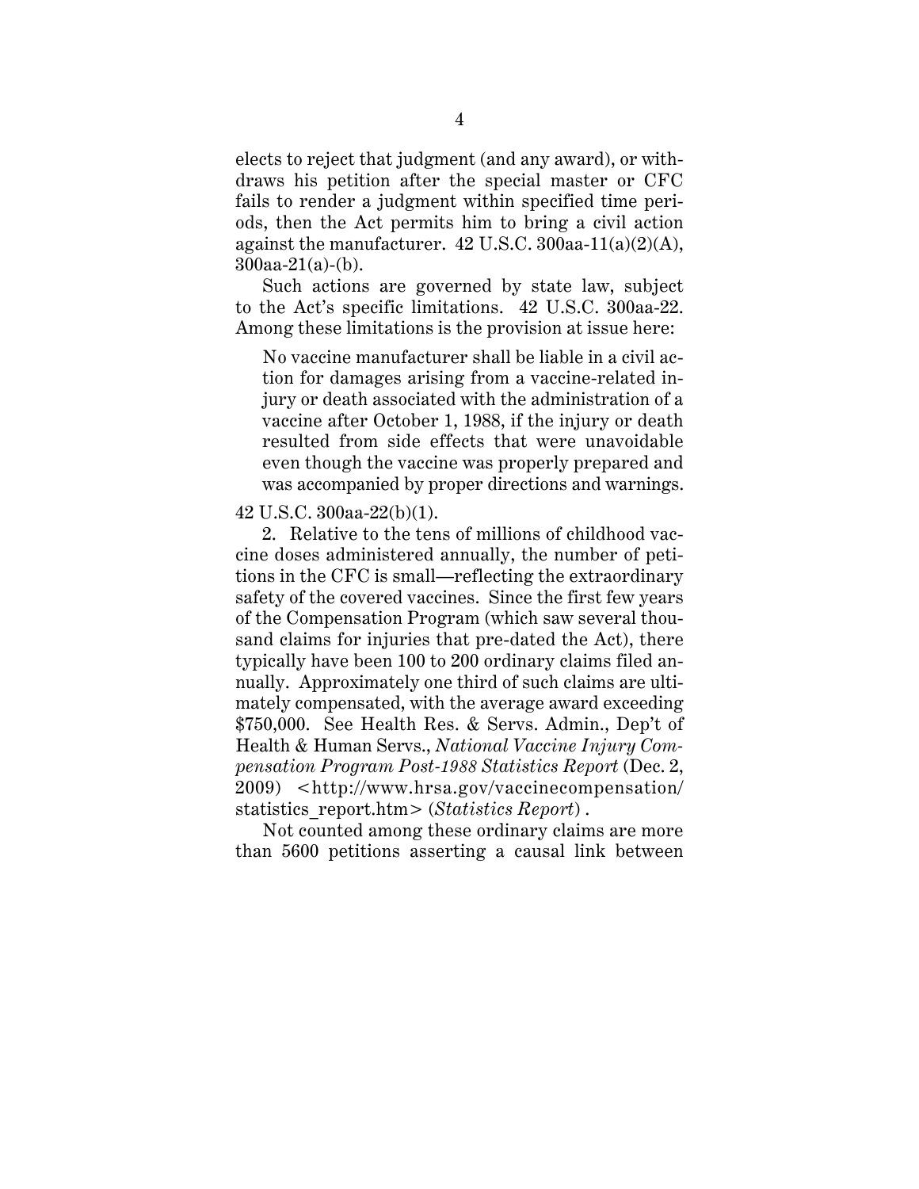elects to reject that judgment (and any award), or withdraws his petition after the special master or CFC fails to render a judgment within specified time periods, then the Act permits him to bring a civil action against the manufacturer. 42 U.S.C. 300aa-11(a)(2)(A), 300aa-21(a)-(b).

Such actions are governed by state law, subject to the Act's specific limitations. 42 U.S.C. 300aa-22. Among these limitations is the provision at issue here:

> No vaccine manufacturer shall be liable in a civil action for damages arising from a vaccine-related injury or death associated with the administration of a vaccine after October 1, 1988, if the injury or death resulted from side effects that were unavoidable even though the vaccine was properly prepared and was accompanied by proper directions and warnings.

42 U.S.C. 300aa-22(b)(1).

2. Relative to the tens of millions of childhood vaccine doses administered annually, the number of petitions in the CFC is small—reflecting the extraordinary safety of the covered vaccines. Since the first few years of the Compensation Program (which saw several thousand claims for injuries that pre-dated the Act), there typically have been 100 to 200 ordinary claims filed annually. Approximately one third of such claims are ultimately compensated, with the average award exceeding $750,000. See Health Res. & Servs. Admin., Dep't of Health & Human Servs., *National Vaccine Injury Compensation Program Post-1988 Statistics Report* (Dec. 2, 2009) <http://www.hrsa.gov/vaccinecompensation/statistics_report.htm> (*Statistics Report*) .

Not counted among these ordinary claims are more than 5600 petitions asserting a causal link between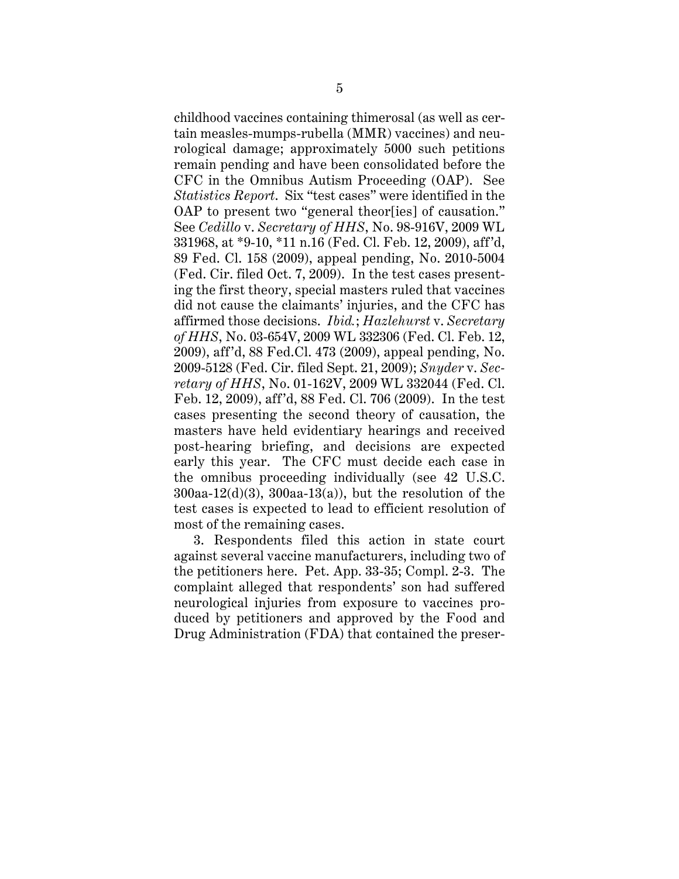childhood vaccines containing thimerosal (as well as certain measles-mumps-rubella (MMR) vaccines) and neurological damage; approximately 5000 such petitions remain pending and have been consolidated before the CFC in the Omnibus Autism Proceeding (OAP). See *Statistics Report*. Six "test cases" were identified in the OAP to present two "general theor[ies] of causation." See *Cedillo* v. *Secretary of HHS*, No. 98-916V, 2009 WL 331968, at *9-10, *11 n.16 (Fed. Cl. Feb. 12, 2009), aff'd, 89 Fed. Cl. 158 (2009), appeal pending, No. 2010-5004 (Fed. Cir. filed Oct. 7, 2009). In the test cases presenting the first theory, special masters ruled that vaccines did not cause the claimants' injuries, and the CFC has affirmed those decisions. *Ibid.*; *Hazlehurst* v. *Secretary of HHS*, No. 03-654V, 2009 WL 332306 (Fed. Cl. Feb. 12, 2009), aff'd, 88 Fed.Cl. 473 (2009), appeal pending, No. 2009-5128 (Fed. Cir. filed Sept. 21, 2009); *Snyder* v. *Secretary of HHS*, No. 01-162V, 2009 WL 332044 (Fed. Cl. Feb. 12, 2009), aff'd, 88 Fed. Cl. 706 (2009). In the test cases presenting the second theory of causation, the masters have held evidentiary hearings and received post-hearing briefing, and decisions are expected early this year. The CFC must decide each case in the omnibus proceeding individually (see 42 U.S.C. 300aa-12(d)(3), 300aa-13(a)), but the resolution of the test cases is expected to lead to efficient resolution of most of the remaining cases.

3. Respondents filed this action in state court against several vaccine manufacturers, including two of the petitioners here. Pet. App. 33-35; Compl. 2-3. The complaint alleged that respondents' son had suffered neurological injuries from exposure to vaccines produced by petitioners and approved by the Food and Drug Administration (FDA) that contained the preser-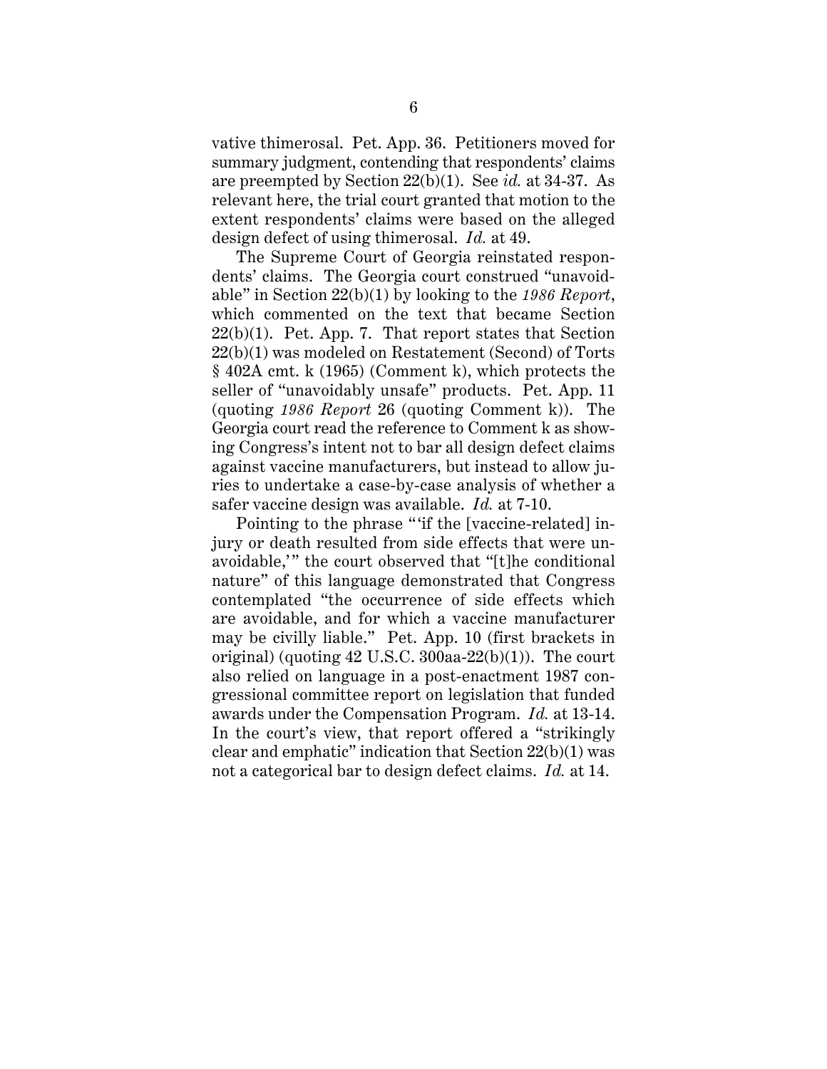vative thimerosal. Pet. App. 36. Petitioners moved for summary judgment, contending that respondents' claims are preempted by Section 22(b)(1). See *id.* at 34-37. As relevant here, the trial court granted that motion to the extent respondents' claims were based on the alleged design defect of using thimerosal. *Id.* at 49.

The Supreme Court of Georgia reinstated respondents' claims. The Georgia court construed "unavoidable" in Section 22(b)(1) by looking to the *1986 Report*, which commented on the text that became Section 22(b)(1). Pet. App. 7. That report states that Section 22(b)(1) was modeled on Restatement (Second) of Torts § 402A cmt. k (1965) (Comment k), which protects the seller of "unavoidably unsafe" products. Pet. App. 11 (quoting *1986 Report* 26 (quoting Comment k)). The Georgia court read the reference to Comment k as showing Congress's intent not to bar all design defect claims against vaccine manufacturers, but instead to allow juries to undertake a case-by-case analysis of whether a safer vaccine design was available. *Id.* at 7-10.

Pointing to the phrase "'if the [vaccine-related] injury or death resulted from side effects that were unavoidable,'" the court observed that "[t]he conditional nature" of this language demonstrated that Congress contemplated "the occurrence of side effects which are avoidable, and for which a vaccine manufacturer may be civilly liable." Pet. App. 10 (first brackets in original) (quoting 42 U.S.C. 300aa-22(b)(1)). The court also relied on language in a post-enactment 1987 congressional committee report on legislation that funded awards under the Compensation Program. *Id.* at 13-14. In the court's view, that report offered a "strikingly clear and emphatic" indication that Section 22(b)(1) was not a categorical bar to design defect claims. *Id.* at 14.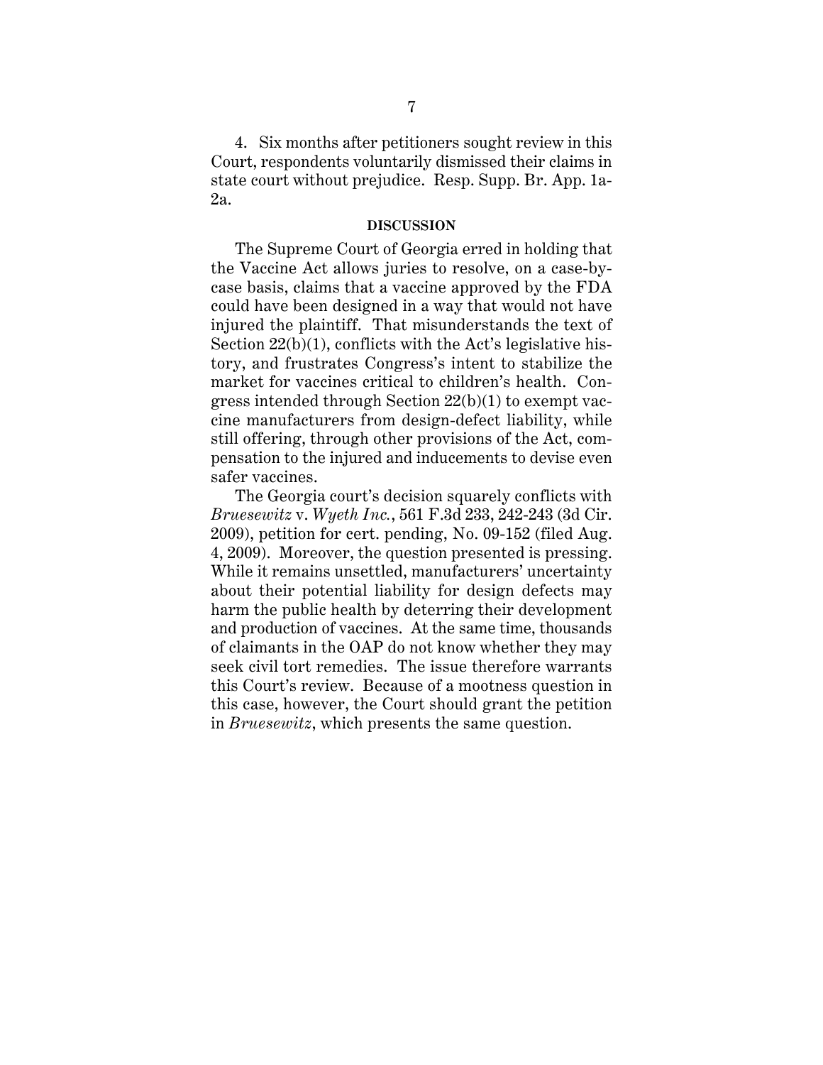4. Six months after petitioners sought review in this Court, respondents voluntarily dismissed their claims in state court without prejudice. Resp. Supp. Br. App. 1a-2a.

## DISCUSSION

The Supreme Court of Georgia erred in holding that the Vaccine Act allows juries to resolve, on a case-by-case basis, claims that a vaccine approved by the FDA could have been designed in a way that would not have injured the plaintiff. That misunderstands the text of Section 22(b)(1), conflicts with the Act's legislative history, and frustrates Congress's intent to stabilize the market for vaccines critical to children's health. Congress intended through Section 22(b)(1) to exempt vaccine manufacturers from design-defect liability, while still offering, through other provisions of the Act, compensation to the injured and inducements to devise even safer vaccines.

The Georgia court's decision squarely conflicts with *Bruesewitz* v. *Wyeth Inc.*, 561 F.3d 233, 242-243 (3d Cir. 2009), petition for cert. pending, No. 09-152 (filed Aug. 4, 2009). Moreover, the question presented is pressing. While it remains unsettled, manufacturers' uncertainty about their potential liability for design defects may harm the public health by deterring their development and production of vaccines. At the same time, thousands of claimants in the OAP do not know whether they may seek civil tort remedies. The issue therefore warrants this Court's review. Because of a mootness question in this case, however, the Court should grant the petition in *Bruesewitz*, which presents the same question.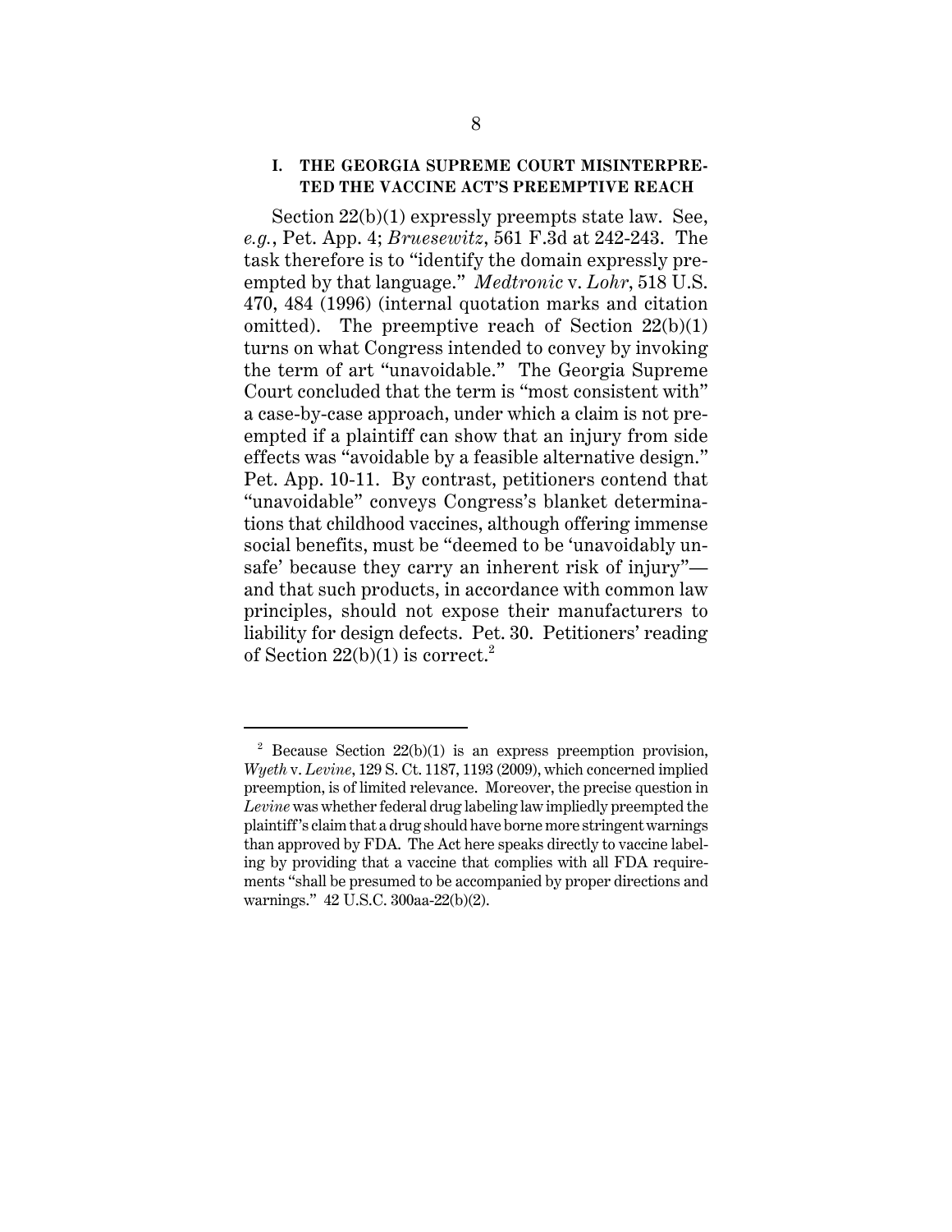## I. THE GEORGIA SUPREME COURT MISINTERPRETED THE VACCINE ACT'S PREEMPTIVE REACH

Section 22(b)(1) expressly preempts state law. See, *e.g.*, Pet. App. 4; *Bruesewitz*, 561 F.3d at 242-243. The task therefore is to "identify the domain expressly preempted by that language." *Medtronic* v. *Lohr*, 518 U.S. 470, 484 (1996) (internal quotation marks and citation omitted). The preemptive reach of Section 22(b)(1) turns on what Congress intended to convey by invoking the term of art "unavoidable." The Georgia Supreme Court concluded that the term is "most consistent with" a case-by-case approach, under which a claim is not preempted if a plaintiff can show that an injury from side effects was "avoidable by a feasible alternative design." Pet. App. 10-11. By contrast, petitioners contend that "unavoidable" conveys Congress's blanket determinations that childhood vaccines, although offering immense social benefits, must be "deemed to be 'unavoidably unsafe' because they carry an inherent risk of injury"—and that such products, in accordance with common law principles, should not expose their manufacturers to liability for design defects. Pet. 30. Petitioners' reading of Section 22(b)(1) is correct.[2]

---

[2] Because Section 22(b)(1) is an express preemption provision, *Wyeth* v. *Levine*, 129 S. Ct. 1187, 1193 (2009), which concerned implied preemption, is of limited relevance. Moreover, the precise question in *Levine* was whether federal drug labeling law impliedly preempted the plaintiff's claim that a drug should have borne more stringent warnings than approved by FDA. The Act here speaks directly to vaccine labeling by providing that a vaccine that complies with all FDA requirements "shall be presumed to be accompanied by proper directions and warnings." 42 U.S.C. 300aa-22(b)(2).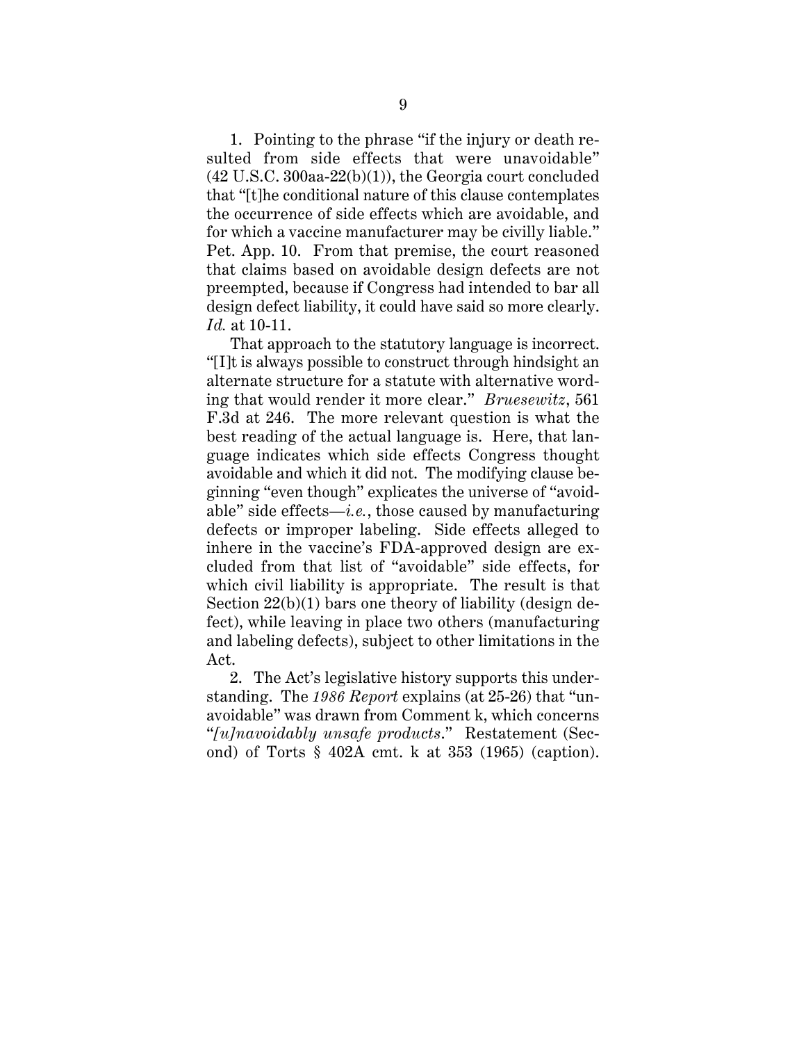1. Pointing to the phrase "if the injury or death resulted from side effects that were unavoidable" (42 U.S.C. 300aa-22(b)(1)), the Georgia court concluded that "[t]he conditional nature of this clause contemplates the occurrence of side effects which are avoidable, and for which a vaccine manufacturer may be civilly liable." Pet. App. 10. From that premise, the court reasoned that claims based on avoidable design defects are not preempted, because if Congress had intended to bar all design defect liability, it could have said so more clearly. *Id.* at 10-11.

That approach to the statutory language is incorrect. "[I]t is always possible to construct through hindsight an alternate structure for a statute with alternative wording that would render it more clear." *Bruesewitz*, 561 F.3d at 246. The more relevant question is what the best reading of the actual language is. Here, that language indicates which side effects Congress thought avoidable and which it did not. The modifying clause beginning "even though" explicates the universe of "avoidable" side effects—*i.e.*, those caused by manufacturing defects or improper labeling. Side effects alleged to inhere in the vaccine's FDA-approved design are excluded from that list of "avoidable" side effects, for which civil liability is appropriate. The result is that Section 22(b)(1) bars one theory of liability (design defect), while leaving in place two others (manufacturing and labeling defects), subject to other limitations in the Act.

2. The Act's legislative history supports this understanding. The *1986 Report* explains (at 25-26) that "unavoidable" was drawn from Comment k, which concerns "*[u]navoidably unsafe products*." Restatement (Second) of Torts § 402A cmt. k at 353 (1965) (caption).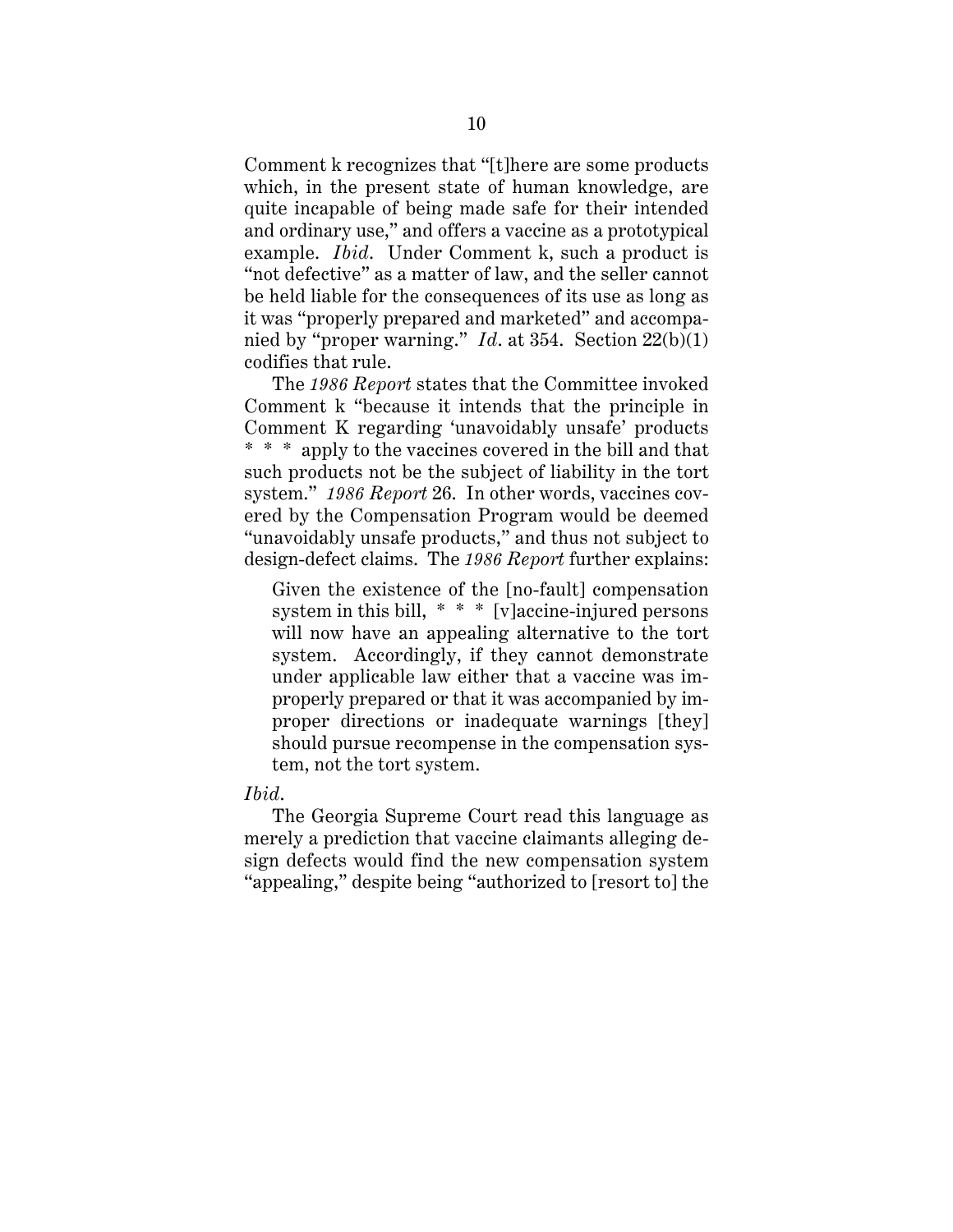Comment k recognizes that "[t]here are some products which, in the present state of human knowledge, are quite incapable of being made safe for their intended and ordinary use," and offers a vaccine as a prototypical example. *Ibid*. Under Comment k, such a product is "not defective" as a matter of law, and the seller cannot be held liable for the consequences of its use as long as it was "properly prepared and marketed" and accompanied by "proper warning." *Id*. at 354. Section 22(b)(1) codifies that rule.

The *1986 Report* states that the Committee invoked Comment k "because it intends that the principle in Comment K regarding 'unavoidably unsafe' products * * * apply to the vaccines covered in the bill and that such products not be the subject of liability in the tort system." *1986 Report* 26. In other words, vaccines covered by the Compensation Program would be deemed "unavoidably unsafe products," and thus not subject to design-defect claims. The *1986 Report* further explains:

> Given the existence of the [no-fault] compensation system in this bill, * * * [v]accine-injured persons will now have an appealing alternative to the tort system. Accordingly, if they cannot demonstrate under applicable law either that a vaccine was improperly prepared or that it was accompanied by improper directions or inadequate warnings [they] should pursue recompense in the compensation system, not the tort system.

*Ibid*.

The Georgia Supreme Court read this language as merely a prediction that vaccine claimants alleging design defects would find the new compensation system "appealing," despite being "authorized to [resort to] the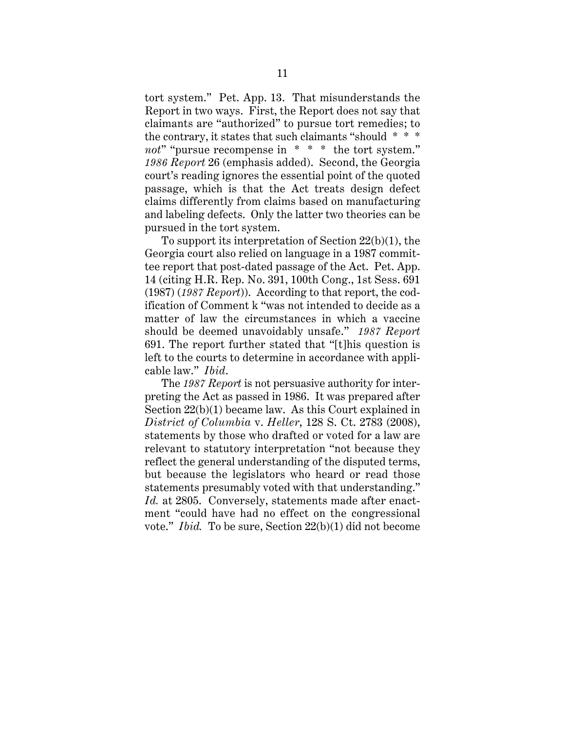tort system." Pet. App. 13. That misunderstands the Report in two ways. First, the Report does not say that claimants are "authorized" to pursue tort remedies; to the contrary, it states that such claimants "should * * * *not*" "pursue recompense in * * * the tort system." *1986 Report* 26 (emphasis added). Second, the Georgia court's reading ignores the essential point of the quoted passage, which is that the Act treats design defect claims differently from claims based on manufacturing and labeling defects. Only the latter two theories can be pursued in the tort system.

To support its interpretation of Section 22(b)(1), the Georgia court also relied on language in a 1987 committee report that post-dated passage of the Act. Pet. App. 14 (citing H.R. Rep. No. 391, 100th Cong., 1st Sess. 691 (1987) (*1987 Report*)). According to that report, the codification of Comment k "was not intended to decide as a matter of law the circumstances in which a vaccine should be deemed unavoidably unsafe." *1987 Report* 691. The report further stated that "[t]his question is left to the courts to determine in accordance with applicable law." *Ibid*.

The *1987 Report* is not persuasive authority for interpreting the Act as passed in 1986. It was prepared after Section 22(b)(1) became law. As this Court explained in *District of Columbia* v. *Heller*, 128 S. Ct. 2783 (2008), statements by those who drafted or voted for a law are relevant to statutory interpretation "not because they reflect the general understanding of the disputed terms, but because the legislators who heard or read those statements presumably voted with that understanding." *Id.* at 2805. Conversely, statements made after enactment "could have had no effect on the congressional vote." *Ibid.* To be sure, Section 22(b)(1) did not become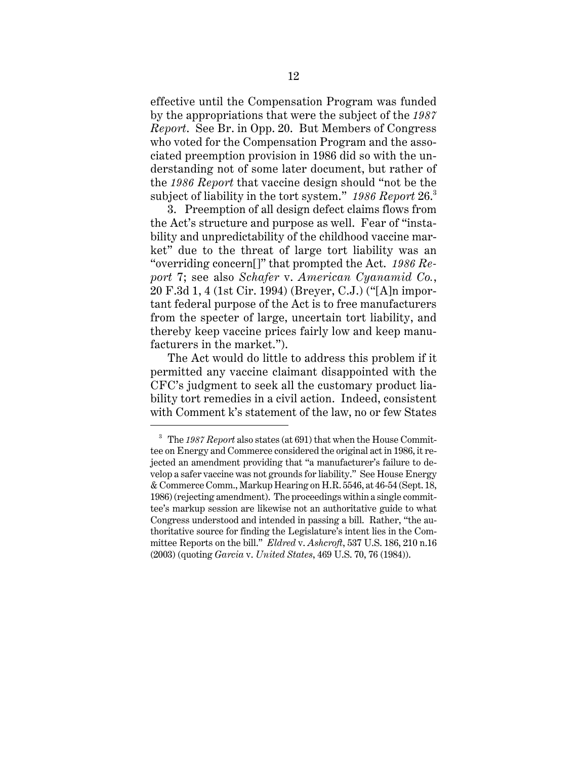effective until the Compensation Program was funded by the appropriations that were the subject of the *1987 Report*. See Br. in Opp. 20. But Members of Congress who voted for the Compensation Program and the associated preemption provision in 1986 did so with the understanding not of some later document, but rather of the *1986 Report* that vaccine design should "not be the subject of liability in the tort system." *1986 Report* 26.[3]

3. Preemption of all design defect claims flows from the Act's structure and purpose as well. Fear of "instability and unpredictability of the childhood vaccine market" due to the threat of large tort liability was an "overriding concern[]" that prompted the Act. *1986 Report* 7; see also *Schafer* v. *American Cyanamid Co.*, 20 F.3d 1, 4 (1st Cir. 1994) (Breyer, C.J.) ("[A]n important federal purpose of the Act is to free manufacturers from the specter of large, uncertain tort liability, and thereby keep vaccine prices fairly low and keep manufacturers in the market.").

The Act would do little to address this problem if it permitted any vaccine claimant disappointed with the CFC's judgment to seek all the customary product liability tort remedies in a civil action. Indeed, consistent with Comment k's statement of the law, no or few States

---

[3] The *1987 Report* also states (at 691) that when the House Committee on Energy and Commerce considered the original act in 1986, it rejected an amendment providing that "a manufacturer's failure to develop a safer vaccine was not grounds for liability." See House Energy & Commerce Comm., Markup Hearing on H.R. 5546, at 46-54 (Sept. 18, 1986) (rejecting amendment). The proceedings within a single committee's markup session are likewise not an authoritative guide to what Congress understood and intended in passing a bill. Rather, "the authoritative source for finding the Legislature's intent lies in the Committee Reports on the bill." *Eldred* v. *Ashcroft*, 537 U.S. 186, 210 n.16 (2003) (quoting *Garcia* v. *United States*, 469 U.S. 70, 76 (1984)).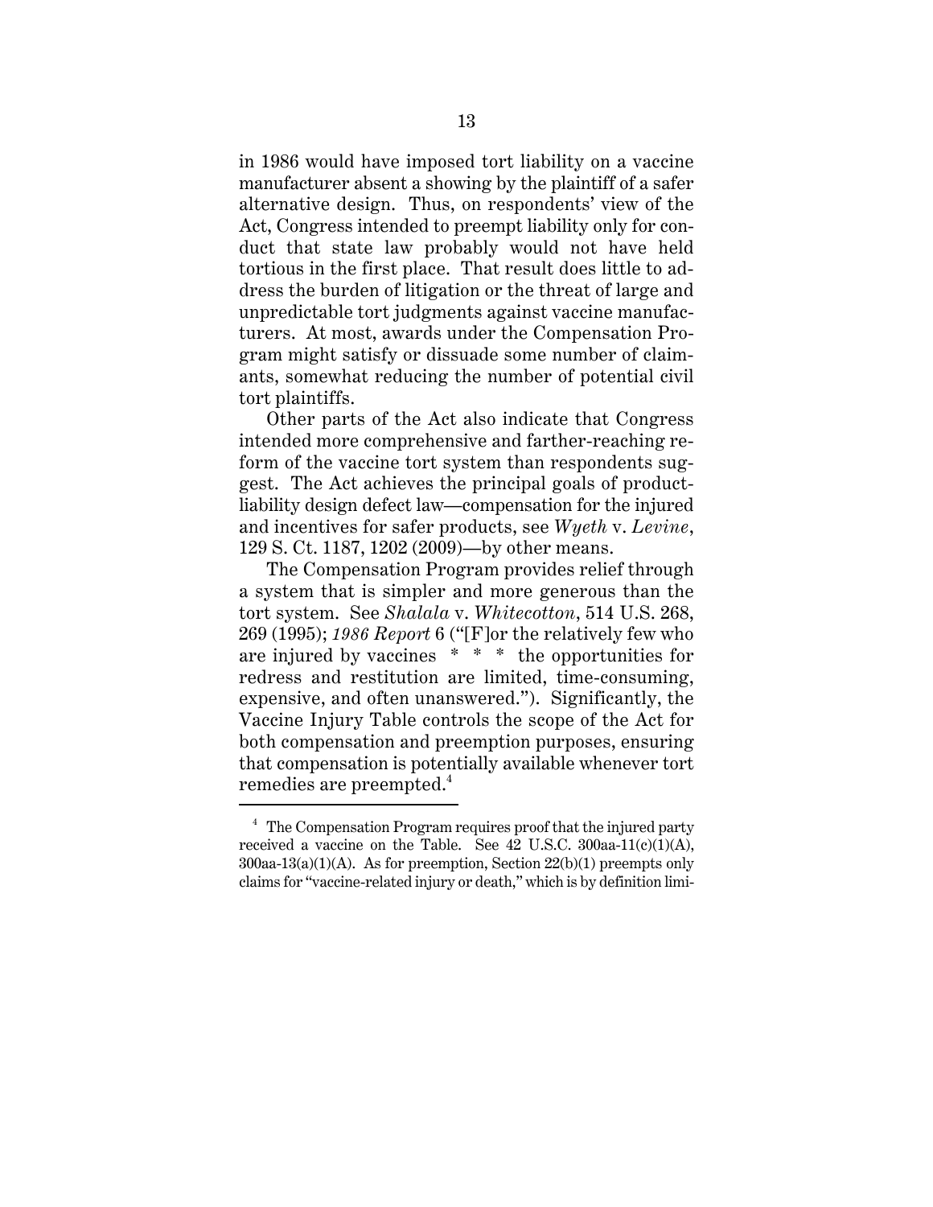in 1986 would have imposed tort liability on a vaccine manufacturer absent a showing by the plaintiff of a safer alternative design. Thus, on respondents' view of the Act, Congress intended to preempt liability only for conduct that state law probably would not have held tortious in the first place. That result does little to address the burden of litigation or the threat of large and unpredictable tort judgments against vaccine manufacturers. At most, awards under the Compensation Program might satisfy or dissuade some number of claimants, somewhat reducing the number of potential civil tort plaintiffs.

Other parts of the Act also indicate that Congress intended more comprehensive and farther-reaching reform of the vaccine tort system than respondents suggest. The Act achieves the principal goals of product-liability design defect law—compensation for the injured and incentives for safer products, see *Wyeth* v. *Levine*, 129 S. Ct. 1187, 1202 (2009)—by other means.

The Compensation Program provides relief through a system that is simpler and more generous than the tort system. See *Shalala* v. *Whitecotton*, 514 U.S. 268, 269 (1995); *1986 Report* 6 ("[F]or the relatively few who are injured by vaccines \* \* \* the opportunities for redress and restitution are limited, time-consuming, expensive, and often unanswered."). Significantly, the Vaccine Injury Table controls the scope of the Act for both compensation and preemption purposes, ensuring that compensation is potentially available whenever tort remedies are preempted.[4]

---

[4] The Compensation Program requires proof that the injured party received a vaccine on the Table. See 42 U.S.C. 300aa-11(c)(1)(A), 300aa-13(a)(1)(A). As for preemption, Section 22(b)(1) preempts only claims for "vaccine-related injury or death," which is by definition limi-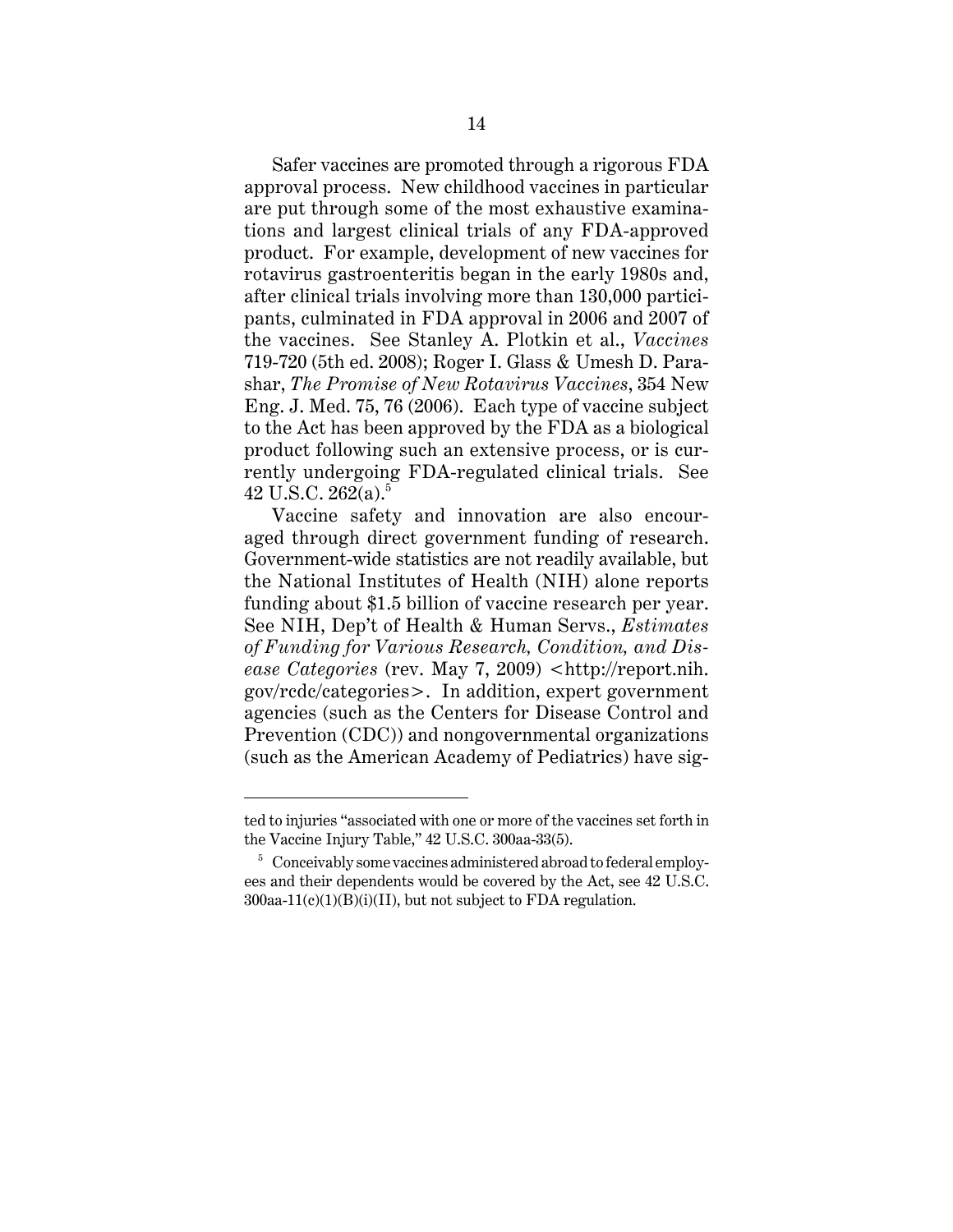Safer vaccines are promoted through a rigorous FDA approval process. New childhood vaccines in particular are put through some of the most exhaustive examinations and largest clinical trials of any FDA-approved product. For example, development of new vaccines for rotavirus gastroenteritis began in the early 1980s and, after clinical trials involving more than 130,000 participants, culminated in FDA approval in 2006 and 2007 of the vaccines. See Stanley A. Plotkin et al., *Vaccines* 719-720 (5th ed. 2008); Roger I. Glass & Umesh D. Parashar, *The Promise of New Rotavirus Vaccines*, 354 New Eng. J. Med. 75, 76 (2006). Each type of vaccine subject to the Act has been approved by the FDA as a biological product following such an extensive process, or is currently undergoing FDA-regulated clinical trials. See 42 U.S.C. 262(a).[5]

Vaccine safety and innovation are also encouraged through direct government funding of research. Government-wide statistics are not readily available, but the National Institutes of Health (NIH) alone reports funding about $1.5 billion of vaccine research per year. See NIH, Dep't of Health & Human Servs., *Estimates of Funding for Various Research, Condition, and Disease Categories* (rev. May 7, 2009) <http://report.nih.gov/rcdc/categories>. In addition, expert government agencies (such as the Centers for Disease Control and Prevention (CDC)) and nongovernmental organizations (such as the American Academy of Pediatrics) have sig-

---

ted to injuries "associated with one or more of the vaccines set forth in the Vaccine Injury Table," 42 U.S.C. 300aa-33(5).

[5] Conceivably some vaccines administered abroad to federal employees and their dependents would be covered by the Act, see 42 U.S.C. 300aa-11(c)(1)(B)(i)(II), but not subject to FDA regulation.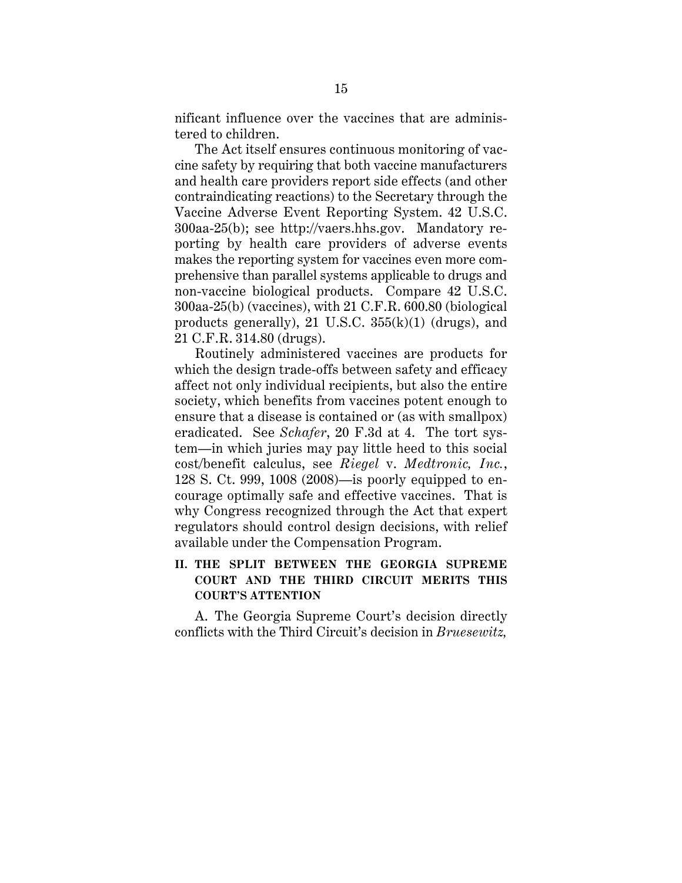nificant influence over the vaccines that are administered to children.

The Act itself ensures continuous monitoring of vaccine safety by requiring that both vaccine manufacturers and health care providers report side effects (and other contraindicating reactions) to the Secretary through the Vaccine Adverse Event Reporting System. 42 U.S.C. 300aa-25(b); see http://vaers.hhs.gov. Mandatory reporting by health care providers of adverse events makes the reporting system for vaccines even more comprehensive than parallel systems applicable to drugs and non-vaccine biological products. Compare 42 U.S.C. 300aa-25(b) (vaccines), with 21 C.F.R. 600.80 (biological products generally), 21 U.S.C. 355(k)(1) (drugs), and 21 C.F.R. 314.80 (drugs).

Routinely administered vaccines are products for which the design trade-offs between safety and efficacy affect not only individual recipients, but also the entire society, which benefits from vaccines potent enough to ensure that a disease is contained or (as with smallpox) eradicated. See *Schafer*, 20 F.3d at 4. The tort system—in which juries may pay little heed to this social cost/benefit calculus, see *Riegel* v. *Medtronic, Inc.*, 128 S. Ct. 999, 1008 (2008)—is poorly equipped to encourage optimally safe and effective vaccines. That is why Congress recognized through the Act that expert regulators should control design decisions, with relief available under the Compensation Program.

## II. THE SPLIT BETWEEN THE GEORGIA SUPREME COURT AND THE THIRD CIRCUIT MERITS THIS COURT'S ATTENTION

A. The Georgia Supreme Court's decision directly conflicts with the Third Circuit's decision in *Bruesewitz,*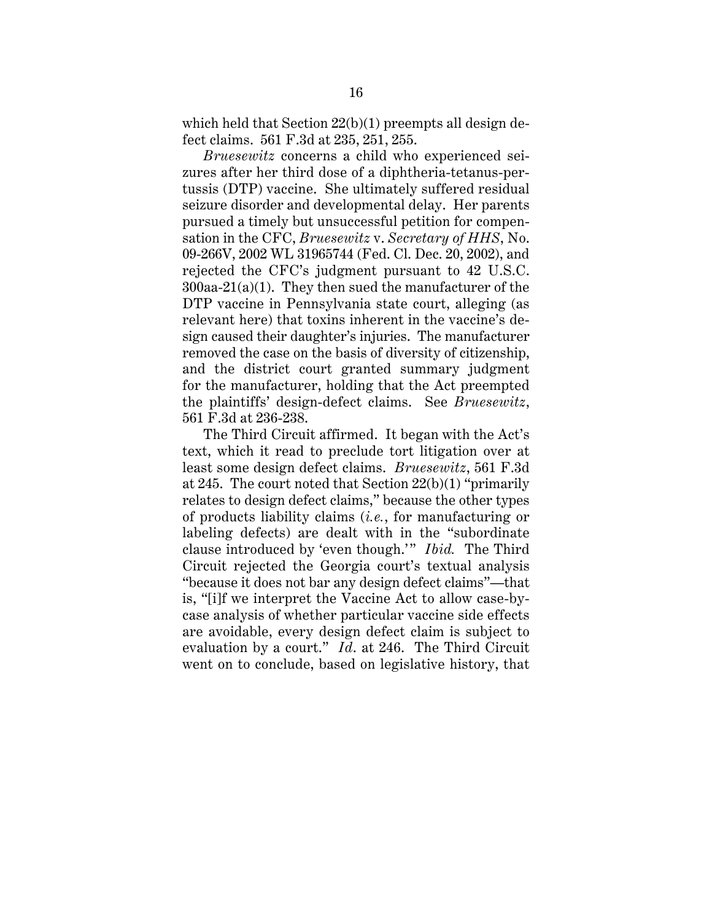which held that Section 22(b)(1) preempts all design defect claims. 561 F.3d at 235, 251, 255.

*Bruesewitz* concerns a child who experienced seizures after her third dose of a diphtheria-tetanus-pertussis (DTP) vaccine. She ultimately suffered residual seizure disorder and developmental delay. Her parents pursued a timely but unsuccessful petition for compensation in the CFC, *Bruesewitz* v. *Secretary of HHS*, No. 09-266V, 2002 WL 31965744 (Fed. Cl. Dec. 20, 2002), and rejected the CFC's judgment pursuant to 42 U.S.C. 300aa-21(a)(1). They then sued the manufacturer of the DTP vaccine in Pennsylvania state court, alleging (as relevant here) that toxins inherent in the vaccine's design caused their daughter's injuries. The manufacturer removed the case on the basis of diversity of citizenship, and the district court granted summary judgment for the manufacturer, holding that the Act preempted the plaintiffs' design-defect claims. See *Bruesewitz*, 561 F.3d at 236-238.

The Third Circuit affirmed. It began with the Act's text, which it read to preclude tort litigation over at least some design defect claims. *Bruesewitz*, 561 F.3d at 245. The court noted that Section 22(b)(1) "primarily relates to design defect claims," because the other types of products liability claims (*i.e.*, for manufacturing or labeling defects) are dealt with in the "subordinate clause introduced by 'even though.'" *Ibid.* The Third Circuit rejected the Georgia court's textual analysis "because it does not bar any design defect claims"—that is, "[i]f we interpret the Vaccine Act to allow case-by-case analysis of whether particular vaccine side effects are avoidable, every design defect claim is subject to evaluation by a court." *Id.* at 246. The Third Circuit went on to conclude, based on legislative history, that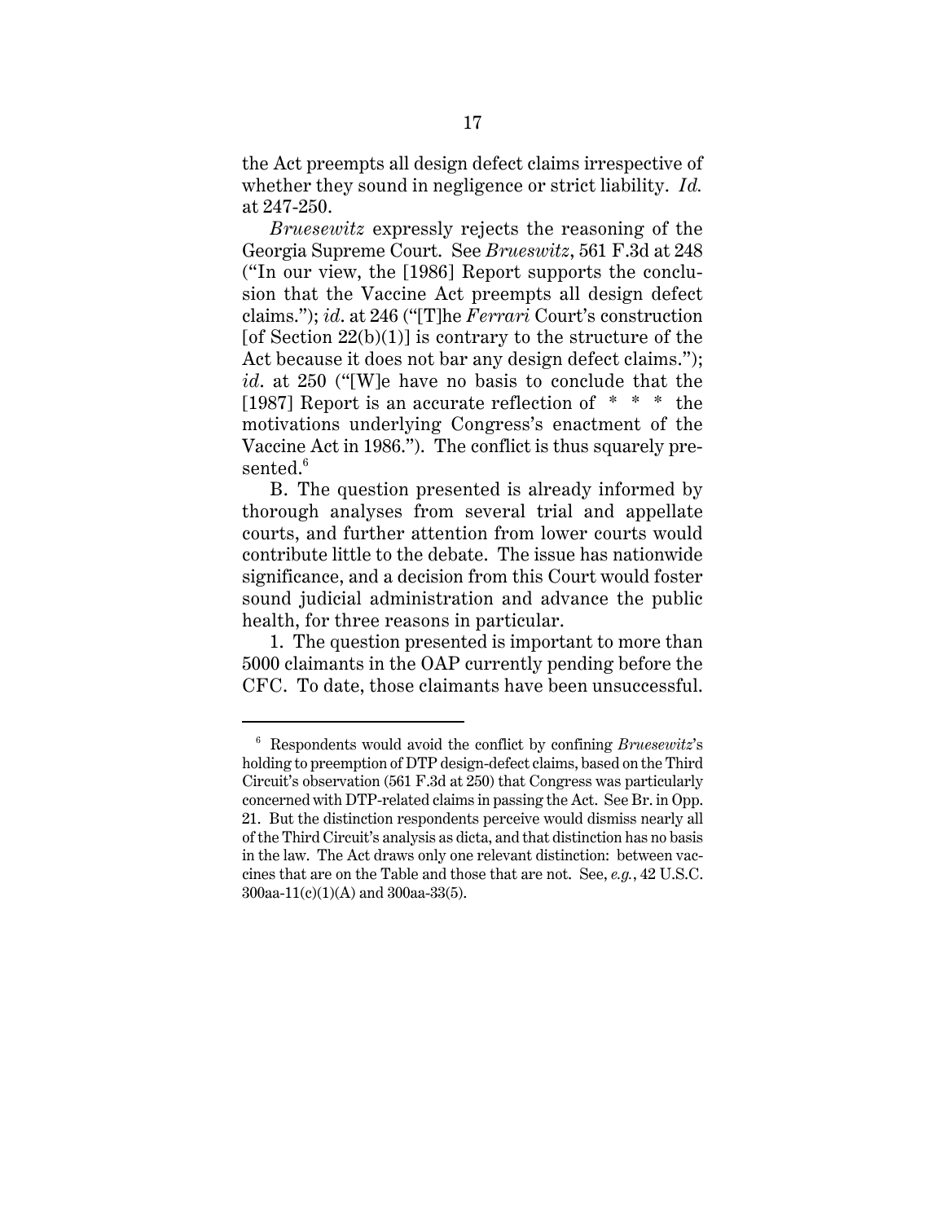the Act preempts all design defect claims irrespective of whether they sound in negligence or strict liability. *Id.* at 247-250.

*Bruesewitz* expressly rejects the reasoning of the Georgia Supreme Court. See *Brueswitz*, 561 F.3d at 248 ("In our view, the [1986] Report supports the conclusion that the Vaccine Act preempts all design defect claims."); *id*. at 246 ("[T]he *Ferrari* Court's construction [of Section 22(b)(1)] is contrary to the structure of the Act because it does not bar any design defect claims."); *id*. at 250 ("[W]e have no basis to conclude that the [1987] Report is an accurate reflection of * * * the motivations underlying Congress's enactment of the Vaccine Act in 1986."). The conflict is thus squarely presented.[6]

B. The question presented is already informed by thorough analyses from several trial and appellate courts, and further attention from lower courts would contribute little to the debate. The issue has nationwide significance, and a decision from this Court would foster sound judicial administration and advance the public health, for three reasons in particular.

1. The question presented is important to more than 5000 claimants in the OAP currently pending before the CFC. To date, those claimants have been unsuccessful.

---

[6] Respondents would avoid the conflict by confining *Bruesewitz*'s holding to preemption of DTP design-defect claims, based on the Third Circuit's observation (561 F.3d at 250) that Congress was particularly concerned with DTP-related claims in passing the Act. See Br. in Opp. 21. But the distinction respondents perceive would dismiss nearly all of the Third Circuit's analysis as dicta, and that distinction has no basis in the law. The Act draws only one relevant distinction: between vaccines that are on the Table and those that are not. See, *e.g.*, 42 U.S.C. 300aa-11(c)(1)(A) and 300aa-33(5).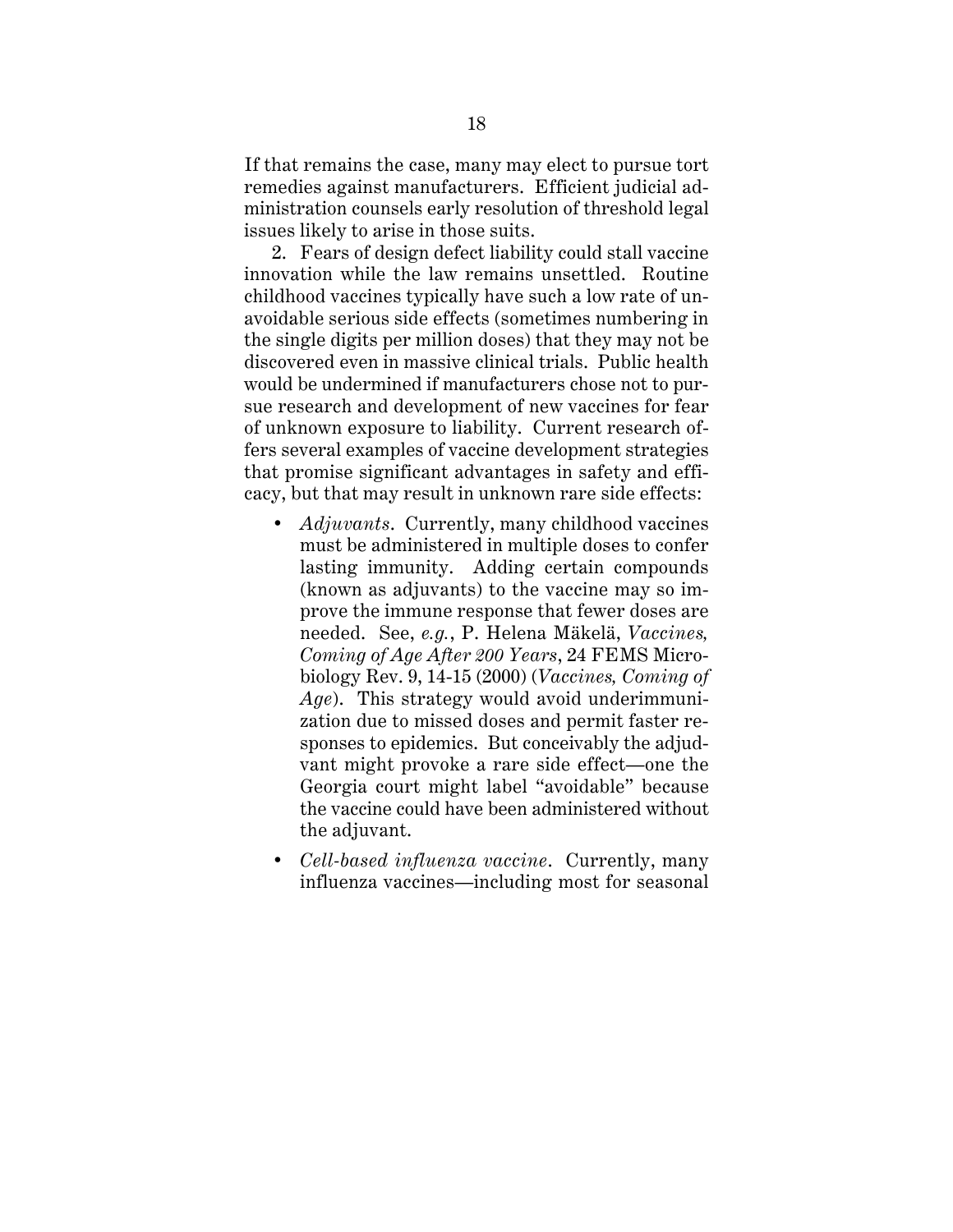If that remains the case, many may elect to pursue tort remedies against manufacturers. Efficient judicial administration counsels early resolution of threshold legal issues likely to arise in those suits.

2. Fears of design defect liability could stall vaccine innovation while the law remains unsettled. Routine childhood vaccines typically have such a low rate of unavoidable serious side effects (sometimes numbering in the single digits per million doses) that they may not be discovered even in massive clinical trials. Public health would be undermined if manufacturers chose not to pursue research and development of new vaccines for fear of unknown exposure to liability. Current research offers several examples of vaccine development strategies that promise significant advantages in safety and efficacy, but that may result in unknown rare side effects:

- *Adjuvants*. Currently, many childhood vaccines must be administered in multiple doses to confer lasting immunity. Adding certain compounds (known as adjuvants) to the vaccine may so improve the immune response that fewer doses are needed. See, *e.g.*, P. Helena Mäkelä, *Vaccines, Coming of Age After 200 Years*, 24 FEMS Microbiology Rev. 9, 14-15 (2000) (*Vaccines, Coming of Age*). This strategy would avoid underimmunization due to missed doses and permit faster responses to epidemics. But conceivably the adjuvant might provoke a rare side effect—one the Georgia court might label "avoidable" because the vaccine could have been administered without the adjuvant.
- *Cell-based influenza vaccine*. Currently, many influenza vaccines—including most for seasonal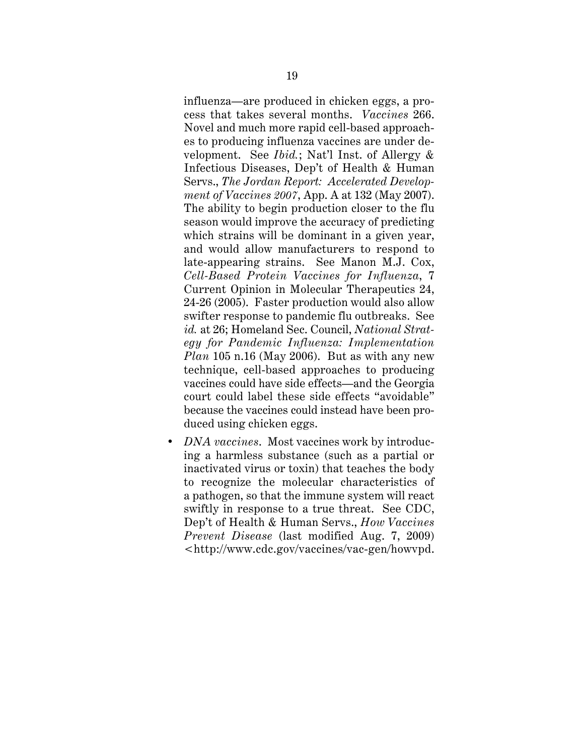influenza—are produced in chicken eggs, a process that takes several months. *Vaccines* 266. Novel and much more rapid cell-based approaches to producing influenza vaccines are under development. See *Ibid.*; Nat'l Inst. of Allergy & Infectious Diseases, Dep't of Health & Human Servs., *The Jordan Report: Accelerated Development of Vaccines 2007*, App. A at 132 (May 2007). The ability to begin production closer to the flu season would improve the accuracy of predicting which strains will be dominant in a given year, and would allow manufacturers to respond to late-appearing strains. See Manon M.J. Cox, *Cell-Based Protein Vaccines for Influenza*, 7 Current Opinion in Molecular Therapeutics 24, 24-26 (2005). Faster production would also allow swifter response to pandemic flu outbreaks. See *id.* at 26; Homeland Sec. Council, *National Strategy for Pandemic Influenza: Implementation Plan* 105 n.16 (May 2006). But as with any new technique, cell-based approaches to producing vaccines could have side effects—and the Georgia court could label these side effects "avoidable" because the vaccines could instead have been produced using chicken eggs.

- *DNA vaccines*. Most vaccines work by introducing a harmless substance (such as a partial or inactivated virus or toxin) that teaches the body to recognize the molecular characteristics of a pathogen, so that the immune system will react swiftly in response to a true threat. See CDC, Dep't of Health & Human Servs., *How Vaccines Prevent Disease* (last modified Aug. 7, 2009) <http://www.cdc.gov/vaccines/vac-gen/howvpd.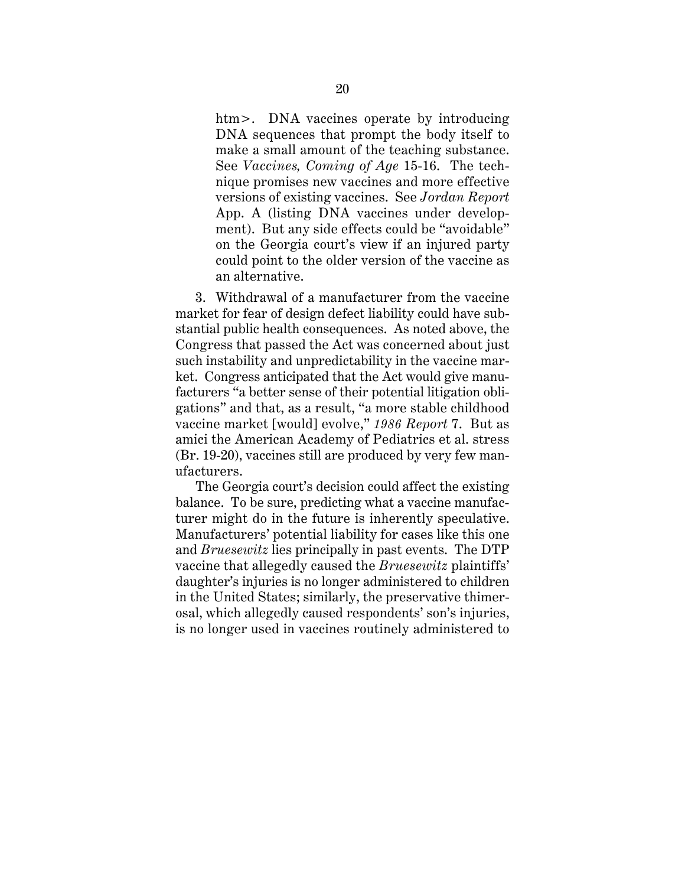htm>. DNA vaccines operate by introducing DNA sequences that prompt the body itself to make a small amount of the teaching substance. See *Vaccines, Coming of Age* 15-16. The technique promises new vaccines and more effective versions of existing vaccines. See *Jordan Report* App. A (listing DNA vaccines under development). But any side effects could be "avoidable" on the Georgia court's view if an injured party could point to the older version of the vaccine as an alternative.

3. Withdrawal of a manufacturer from the vaccine market for fear of design defect liability could have substantial public health consequences. As noted above, the Congress that passed the Act was concerned about just such instability and unpredictability in the vaccine market. Congress anticipated that the Act would give manufacturers "a better sense of their potential litigation obligations" and that, as a result, "a more stable childhood vaccine market [would] evolve," *1986 Report* 7. But as amici the American Academy of Pediatrics et al. stress (Br. 19-20), vaccines still are produced by very few manufacturers.

The Georgia court's decision could affect the existing balance. To be sure, predicting what a vaccine manufacturer might do in the future is inherently speculative. Manufacturers' potential liability for cases like this one and *Bruesewitz* lies principally in past events. The DTP vaccine that allegedly caused the *Bruesewitz* plaintiffs' daughter's injuries is no longer administered to children in the United States; similarly, the preservative thimerosal, which allegedly caused respondents' son's injuries, is no longer used in vaccines routinely administered to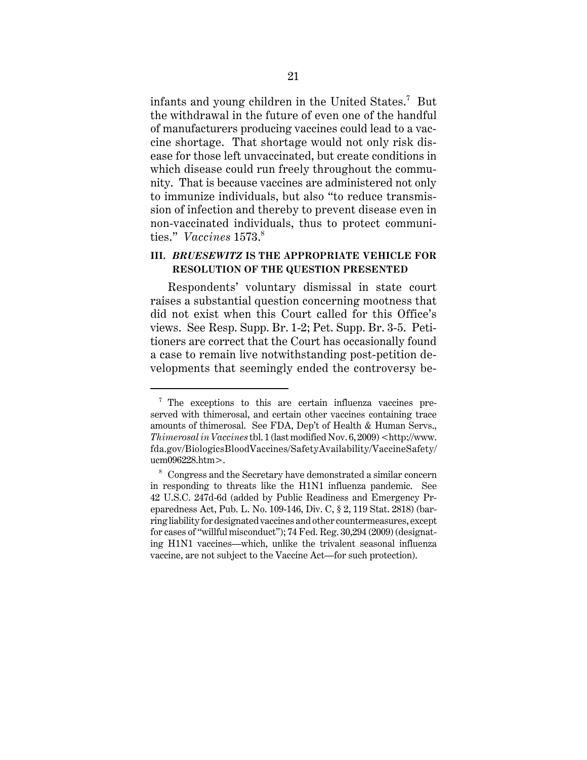infants and young children in the United States.[7] But the withdrawal in the future of even one of the handful of manufacturers producing vaccines could lead to a vaccine shortage. That shortage would not only risk disease for those left unvaccinated, but create conditions in which disease could run freely throughout the community. That is because vaccines are administered not only to immunize individuals, but also "to reduce transmission of infection and thereby to prevent disease even in non-vaccinated individuals, thus to protect communities." *Vaccines* 1573.[8]

### III. *BRUESEWITZ* IS THE APPROPRIATE VEHICLE FOR RESOLUTION OF THE QUESTION PRESENTED

Respondents' voluntary dismissal in state court raises a substantial question concerning mootness that did not exist when this Court called for this Office's views. See Resp. Supp. Br. 1-2; Pet. Supp. Br. 3-5. Petitioners are correct that the Court has occasionally found a case to remain live notwithstanding post-petition developments that seemingly ended the controversy be-

---

[7] The exceptions to this are certain influenza vaccines preserved with thimerosal, and certain other vaccines containing trace amounts of thimerosal. See FDA, Dep't of Health & Human Servs., *Thimerosal in Vaccines* tbl. 1 (last modified Nov. 6, 2009) <http://www.fda.gov/BiologicsBloodVaccines/SafetyAvailability/VaccineSafety/ucm096228.htm>.

[8] Congress and the Secretary have demonstrated a similar concern in responding to threats like the H1N1 influenza pandemic. See 42 U.S.C. 247d-6d (added by Public Readiness and Emergency Preparedness Act, Pub. L. No. 109-146, Div. C, § 2, 119 Stat. 2818) (barring liability for designated vaccines and other countermeasures, except for cases of "willful misconduct"); 74 Fed. Reg. 30,294 (2009) (designating H1N1 vaccines—which, unlike the trivalent seasonal influenza vaccine, are not subject to the Vaccine Act—for such protection).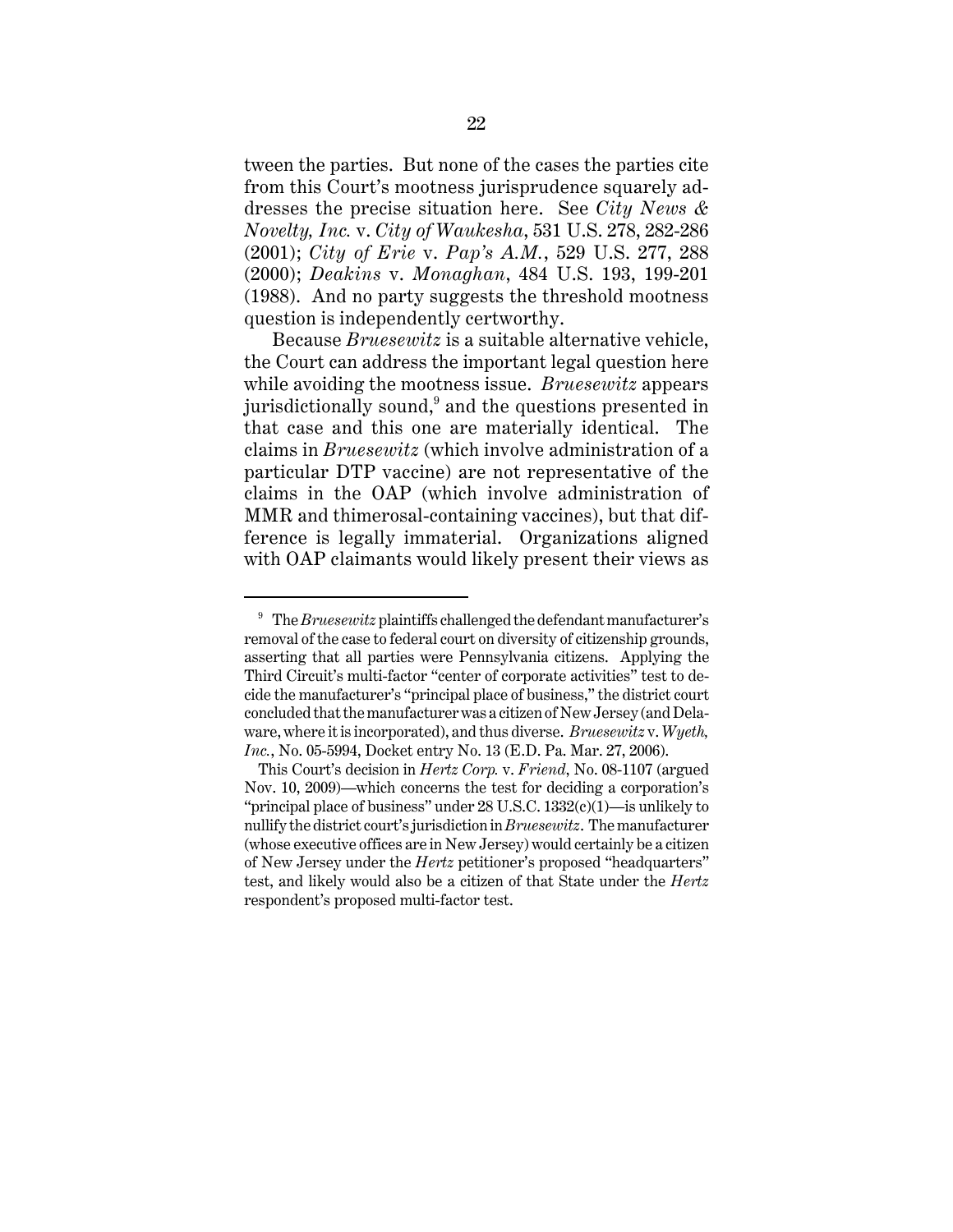tween the parties. But none of the cases the parties cite from this Court's mootness jurisprudence squarely addresses the precise situation here. See *City News & Novelty, Inc.* v. *City of Waukesha*, 531 U.S. 278, 282-286 (2001); *City of Erie* v. *Pap's A.M.*, 529 U.S. 277, 288 (2000); *Deakins* v. *Monaghan*, 484 U.S. 193, 199-201 (1988). And no party suggests the threshold mootness question is independently certworthy.

Because *Bruesewitz* is a suitable alternative vehicle, the Court can address the important legal question here while avoiding the mootness issue. *Bruesewitz* appears jurisdictionally sound,[9] and the questions presented in that case and this one are materially identical. The claims in *Bruesewitz* (which involve administration of a particular DTP vaccine) are not representative of the claims in the OAP (which involve administration of MMR and thimerosal-containing vaccines), but that difference is legally immaterial. Organizations aligned with OAP claimants would likely present their views as

---

[9] The *Bruesewitz* plaintiffs challenged the defendant manufacturer's removal of the case to federal court on diversity of citizenship grounds, asserting that all parties were Pennsylvania citizens. Applying the Third Circuit's multi-factor "center of corporate activities" test to decide the manufacturer's "principal place of business," the district court concluded that the manufacturer was a citizen of New Jersey (and Delaware, where it is incorporated), and thus diverse. *Bruesewitz* v. *Wyeth, Inc.*, No. 05-5994, Docket entry No. 13 (E.D. Pa. Mar. 27, 2006).

This Court's decision in *Hertz Corp.* v. *Friend*, No. 08-1107 (argued Nov. 10, 2009)—which concerns the test for deciding a corporation's "principal place of business" under 28 U.S.C. 1332(c)(1)—is unlikely to nullify the district court's jurisdiction in *Bruesewitz*. The manufacturer (whose executive offices are in New Jersey) would certainly be a citizen of New Jersey under the *Hertz* petitioner's proposed "headquarters" test, and likely would also be a citizen of that State under the *Hertz* respondent's proposed multi-factor test.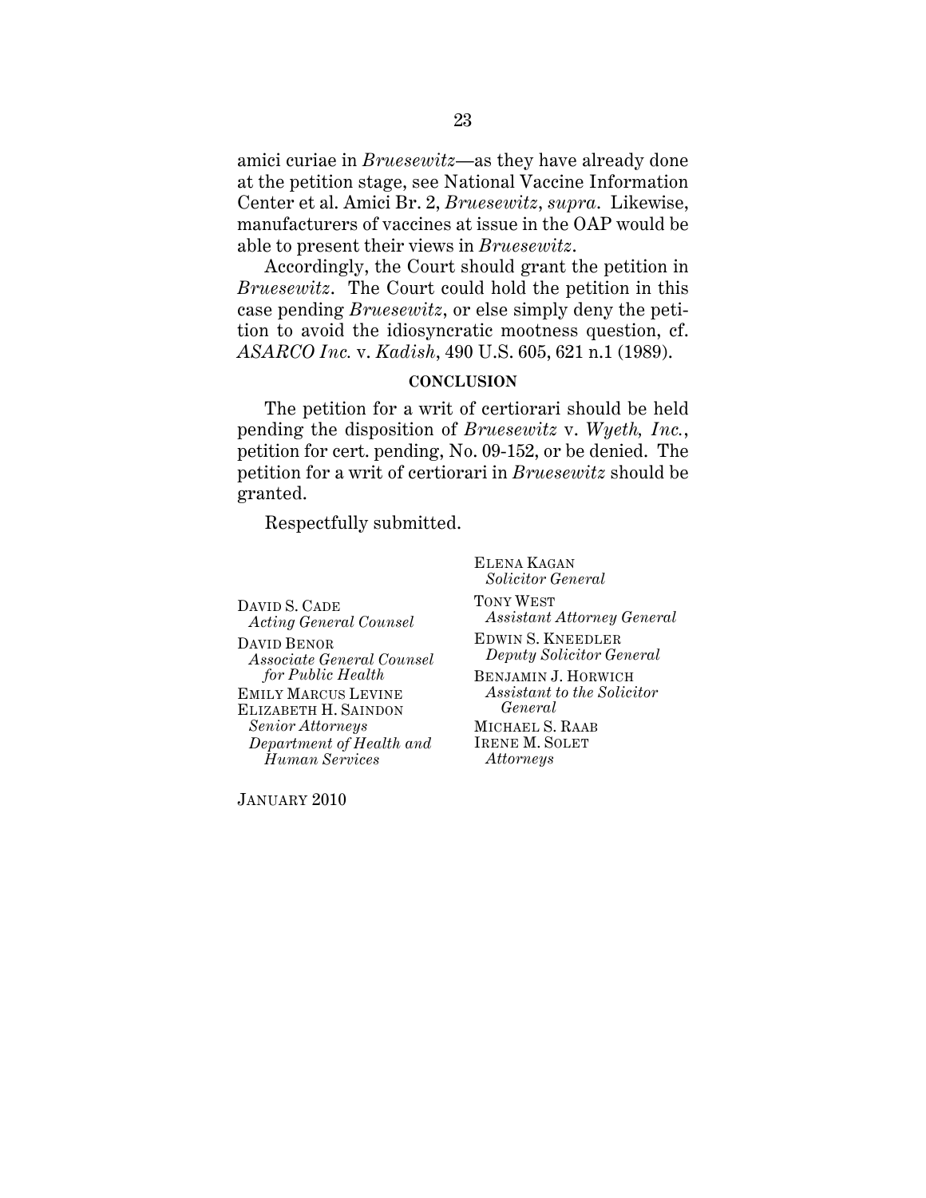amici curiae in *Bruesewitz*—as they have already done at the petition stage, see National Vaccine Information Center et al. Amici Br. 2, *Bruesewitz*, *supra*. Likewise, manufacturers of vaccines at issue in the OAP would be able to present their views in *Bruesewitz*.

Accordingly, the Court should grant the petition in *Bruesewitz*. The Court could hold the petition in this case pending *Bruesewitz*, or else simply deny the petition to avoid the idiosyncratic mootness question, cf. *ASARCO Inc.* v. *Kadish*, 490 U.S. 605, 621 n.1 (1989).

## CONCLUSION

The petition for a writ of certiorari should be held pending the disposition of *Bruesewitz* v. *Wyeth, Inc.*, petition for cert. pending, No. 09-152, or be denied. The petition for a writ of certiorari in *Bruesewitz* should be granted.

Respectfully submitted.

ELENA KAGAN
*Solicitor General*

TONY WEST
*Assistant Attorney General*

EDWIN S. KNEEDLER
*Deputy Solicitor General*

BENJAMIN J. HORWICH
*Assistant to the Solicitor General*

MICHAEL S. RAAB
IRENE M. SOLET
*Attorneys*

DAVID S. CADE
*Acting General Counsel*

DAVID BENOR
*Associate General Counsel for Public Health*

EMILY MARCUS LEVINE
ELIZABETH H. SAINDON
*Senior Attorneys*
*Department of Health and Human Services*

JANUARY 2010